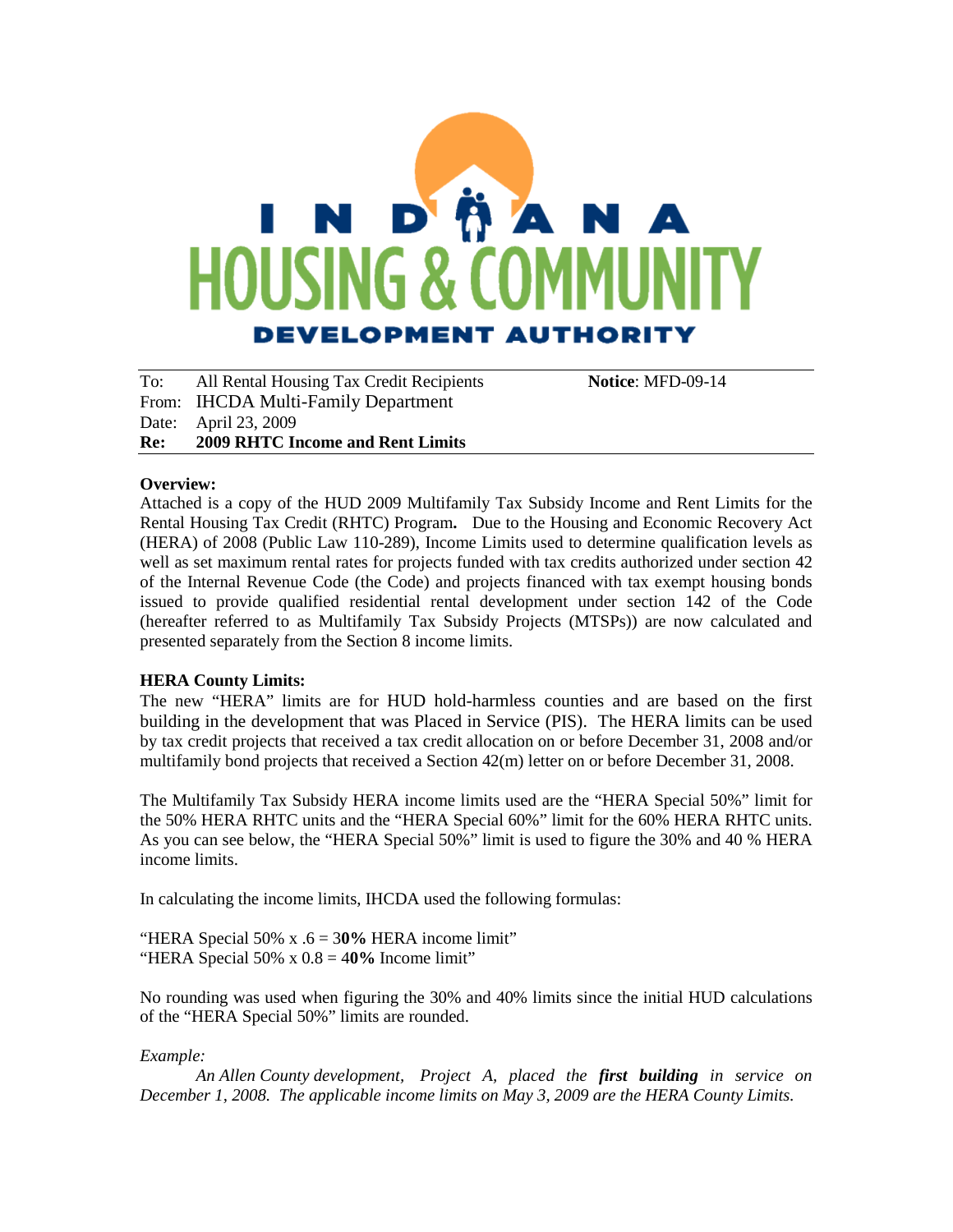INDIANA HOUSING & COMMUNITY DEVELOPMENT AUTHORITY

| | | |
|---|---|---|
| To: | All Rental Housing Tax Credit Recipients | **Notice**: MFD-09-14 |
| From: | IHCDA Multi-Family Department | |
| Date: | April 23, 2009 | |
| **Re:** | **2009 RHTC Income and Rent Limits** | |

**Overview:**

Attached is a copy of the HUD 2009 Multifamily Tax Subsidy Income and Rent Limits for the Rental Housing Tax Credit (RHTC) Program**.** Due to the Housing and Economic Recovery Act (HERA) of 2008 (Public Law 110-289), Income Limits used to determine qualification levels as well as set maximum rental rates for projects funded with tax credits authorized under section 42 of the Internal Revenue Code (the Code) and projects financed with tax exempt housing bonds issued to provide qualified residential rental development under section 142 of the Code (hereafter referred to as Multifamily Tax Subsidy Projects (MTSPs)) are now calculated and presented separately from the Section 8 income limits.

**HERA County Limits:**

The new "HERA" limits are for HUD hold-harmless counties and are based on the first building in the development that was Placed in Service (PIS). The HERA limits can be used by tax credit projects that received a tax credit allocation on or before December 31, 2008 and/or multifamily bond projects that received a Section 42(m) letter on or before December 31, 2008.

The Multifamily Tax Subsidy HERA income limits used are the "HERA Special 50%" limit for the 50% HERA RHTC units and the "HERA Special 60%" limit for the 60% HERA RHTC units. As you can see below, the "HERA Special 50%" limit is used to figure the 30% and 40 % HERA income limits.

In calculating the income limits, IHCDA used the following formulas:

"HERA Special 50% x .6 = 3**0%** HERA income limit"
"HERA Special 50% x 0.8 = 4**0%** Income limit"

No rounding was used when figuring the 30% and 40% limits since the initial HUD calculations of the "HERA Special 50%" limits are rounded.

*Example:*

*An Allen County development, Project A, placed the **first building** in service on December 1, 2008. The applicable income limits on May 3, 2009 are the HERA County Limits.*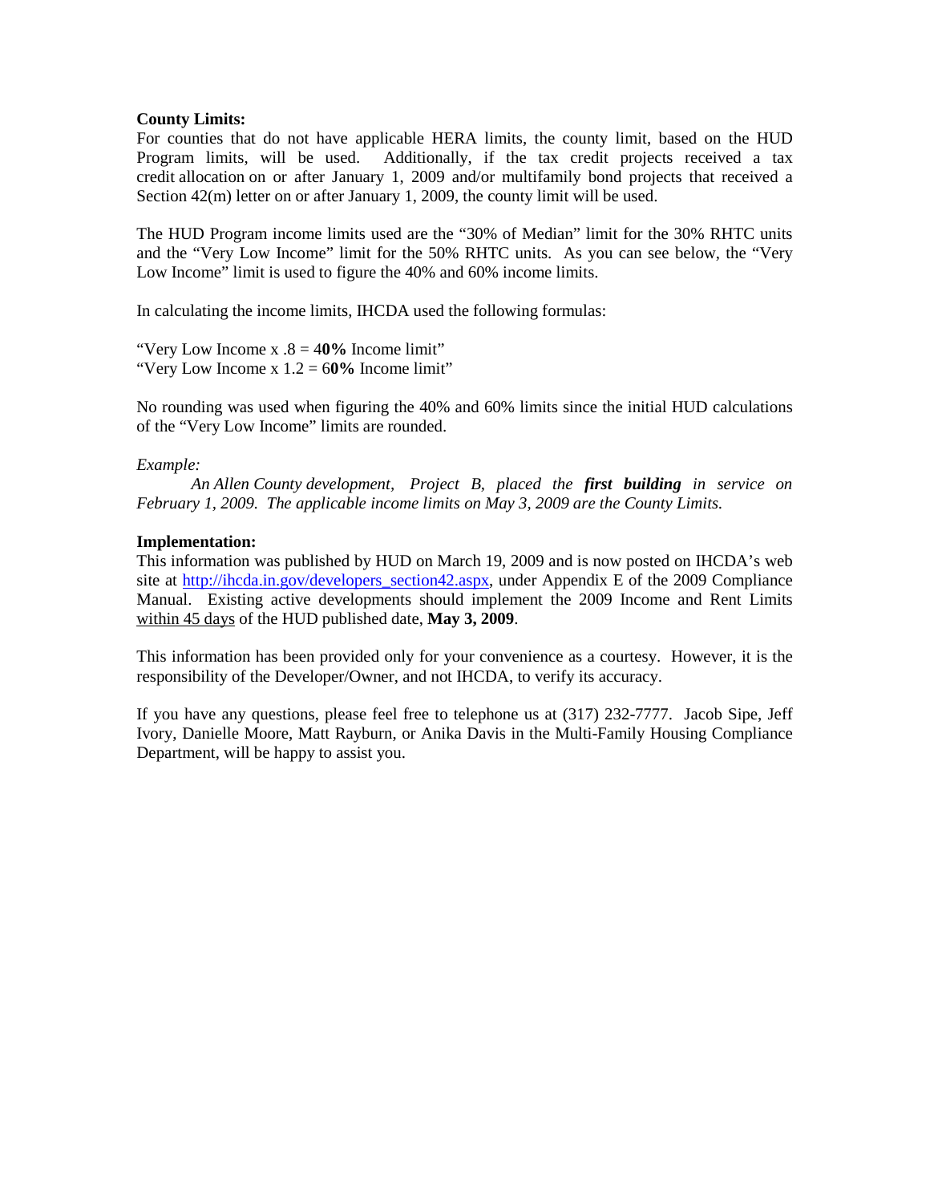**County Limits:**
For counties that do not have applicable HERA limits, the county limit, based on the HUD Program limits, will be used. Additionally, if the tax credit projects received a tax credit allocation on or after January 1, 2009 and/or multifamily bond projects that received a Section 42(m) letter on or after January 1, 2009, the county limit will be used.

The HUD Program income limits used are the "30% of Median" limit for the 30% RHTC units and the "Very Low Income" limit for the 50% RHTC units. As you can see below, the "Very Low Income" limit is used to figure the 40% and 60% income limits.

In calculating the income limits, IHCDA used the following formulas:

"Very Low Income x .8 = 4**0%** Income limit"
"Very Low Income x 1.2 = 6**0%** Income limit"

No rounding was used when figuring the 40% and 60% limits since the initial HUD calculations of the "Very Low Income" limits are rounded.

*Example:*
*An Allen County development, Project B, placed the* ***first building*** *in service on February 1, 2009. The applicable income limits on May 3, 2009 are the County Limits.*

**Implementation:**
This information was published by HUD on March 19, 2009 and is now posted on IHCDA's web site at http://ihcda.in.gov/developers_section42.aspx, under Appendix E of the 2009 Compliance Manual. Existing active developments should implement the 2009 Income and Rent Limits within 45 days of the HUD published date, **May 3, 2009**.

This information has been provided only for your convenience as a courtesy. However, it is the responsibility of the Developer/Owner, and not IHCDA, to verify its accuracy.

If you have any questions, please feel free to telephone us at (317) 232-7777. Jacob Sipe, Jeff Ivory, Danielle Moore, Matt Rayburn, or Anika Davis in the Multi-Family Housing Compliance Department, will be happy to assist you.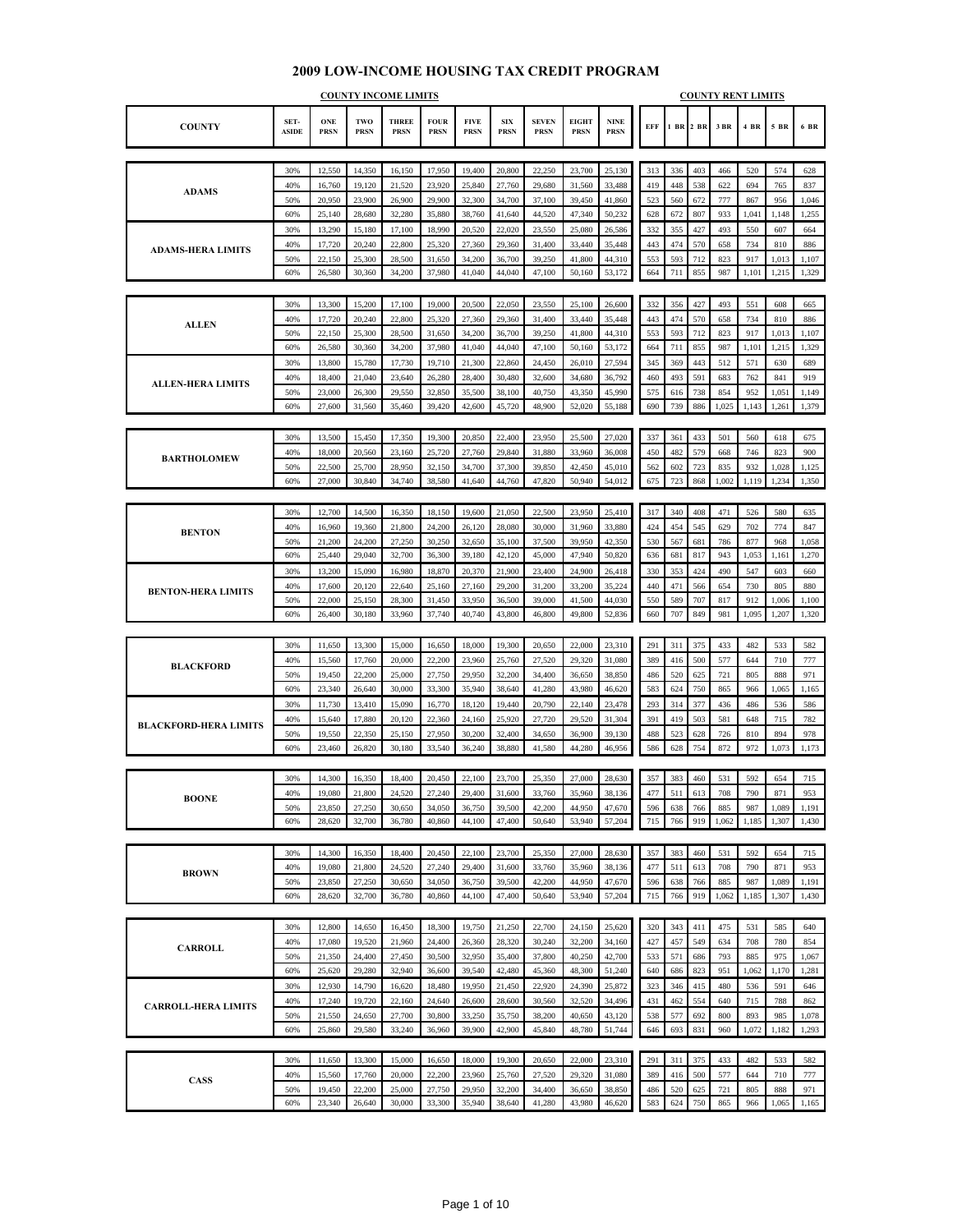# 2009 LOW-INCOME HOUSING TAX CREDIT PROGRAM

| | | COUNTY INCOME LIMITS | | | | | | | | | COUNTY RENT LIMITS | | | | | | |
|---|---|---|---|---|---|---|---|---|---|---|---|---|---|---|---|---|---|
| COUNTY | SET-ASIDE | ONE PRSN | TWO PRSN | THREE PRSN | FOUR PRSN | FIVE PRSN | SIX PRSN | SEVEN PRSN | EIGHT PRSN | NINE PRSN | EFF | 1 BR | 2 BR | 3 BR | 4 BR | 5 BR | 6 BR |
| ADAMS | 30% | 12,550 | 14,350 | 16,150 | 17,950 | 19,400 | 20,800 | 22,250 | 23,700 | 25,130 | 313 | 336 | 403 | 466 | 520 | 574 | 628 |
| | 40% | 16,760 | 19,120 | 21,520 | 23,920 | 25,840 | 27,760 | 29,680 | 31,560 | 33,488 | 419 | 448 | 538 | 622 | 694 | 765 | 837 |
| | 50% | 20,950 | 23,900 | 26,900 | 29,900 | 32,300 | 34,700 | 37,100 | 39,450 | 41,860 | 523 | 560 | 672 | 777 | 867 | 956 | 1,046 |
| | 60% | 25,140 | 28,680 | 32,280 | 35,880 | 38,760 | 41,640 | 44,520 | 47,340 | 50,232 | 628 | 672 | 807 | 933 | 1,041 | 1,148 | 1,255 |
| ADAMS-HERA LIMITS | 30% | 13,290 | 15,180 | 17,100 | 18,990 | 20,520 | 22,020 | 23,550 | 25,080 | 26,586 | 332 | 355 | 427 | 493 | 550 | 607 | 664 |
| | 40% | 17,720 | 20,240 | 22,800 | 25,320 | 27,360 | 29,360 | 31,400 | 33,440 | 35,448 | 443 | 474 | 570 | 658 | 734 | 810 | 886 |
| | 50% | 22,150 | 25,300 | 28,500 | 31,650 | 34,200 | 36,700 | 39,250 | 41,800 | 44,310 | 553 | 593 | 712 | 823 | 917 | 1,013 | 1,107 |
| | 60% | 26,580 | 30,360 | 34,200 | 37,980 | 41,040 | 44,040 | 47,100 | 50,160 | 53,172 | 664 | 711 | 855 | 987 | 1,101 | 1,215 | 1,329 |
| ALLEN | 30% | 13,300 | 15,200 | 17,100 | 19,000 | 20,500 | 22,050 | 23,550 | 25,100 | 26,600 | 332 | 356 | 427 | 493 | 551 | 608 | 665 |
| | 40% | 17,720 | 20,240 | 22,800 | 25,320 | 27,360 | 29,360 | 31,400 | 33,440 | 35,448 | 443 | 474 | 570 | 658 | 734 | 810 | 886 |
| | 50% | 22,150 | 25,300 | 28,500 | 31,650 | 34,200 | 36,700 | 39,250 | 41,800 | 44,310 | 553 | 593 | 712 | 823 | 917 | 1,013 | 1,107 |
| | 60% | 26,580 | 30,360 | 34,200 | 37,980 | 41,040 | 44,040 | 47,100 | 50,160 | 53,172 | 664 | 711 | 855 | 987 | 1,101 | 1,215 | 1,329 |
| ALLEN-HERA LIMITS | 30% | 13,800 | 15,780 | 17,730 | 19,710 | 21,300 | 22,860 | 24,450 | 26,010 | 27,594 | 345 | 369 | 443 | 512 | 571 | 630 | 689 |
| | 40% | 18,400 | 21,040 | 23,640 | 26,280 | 28,400 | 30,480 | 32,600 | 34,680 | 36,792 | 460 | 493 | 591 | 683 | 762 | 841 | 919 |
| | 50% | 23,000 | 26,300 | 29,550 | 32,850 | 35,500 | 38,100 | 40,750 | 43,350 | 45,990 | 575 | 616 | 738 | 854 | 952 | 1,051 | 1,149 |
| | 60% | 27,600 | 31,560 | 35,460 | 39,420 | 42,600 | 45,720 | 48,900 | 52,020 | 55,188 | 690 | 739 | 886 | 1,025 | 1,143 | 1,261 | 1,379 |
| BARTHOLOMEW | 30% | 13,500 | 15,450 | 17,350 | 19,300 | 20,850 | 22,400 | 23,950 | 25,500 | 27,020 | 337 | 361 | 433 | 501 | 560 | 618 | 675 |
| | 40% | 18,000 | 20,560 | 23,160 | 25,720 | 27,760 | 29,840 | 31,880 | 33,960 | 36,008 | 450 | 482 | 579 | 668 | 746 | 823 | 900 |
| | 50% | 22,500 | 25,700 | 28,950 | 32,150 | 34,700 | 37,300 | 39,850 | 42,450 | 45,010 | 562 | 602 | 723 | 835 | 932 | 1,028 | 1,125 |
| | 60% | 27,000 | 30,840 | 34,740 | 38,580 | 41,640 | 44,760 | 47,820 | 50,940 | 54,012 | 675 | 723 | 868 | 1,002 | 1,119 | 1,234 | 1,350 |
| BENTON | 30% | 12,700 | 14,500 | 16,350 | 18,150 | 19,600 | 21,050 | 22,500 | 23,950 | 25,410 | 317 | 340 | 408 | 471 | 526 | 580 | 635 |
| | 40% | 16,960 | 19,360 | 21,800 | 24,200 | 26,120 | 28,080 | 30,000 | 31,960 | 33,880 | 424 | 454 | 545 | 629 | 702 | 774 | 847 |
| | 50% | 21,200 | 24,200 | 27,250 | 30,250 | 32,650 | 35,100 | 37,500 | 39,950 | 42,350 | 530 | 567 | 681 | 786 | 877 | 968 | 1,058 |
| | 60% | 25,440 | 29,040 | 32,700 | 36,300 | 39,180 | 42,120 | 45,000 | 47,940 | 50,820 | 636 | 681 | 817 | 943 | 1,053 | 1,161 | 1,270 |
| BENTON-HERA LIMITS | 30% | 13,200 | 15,090 | 16,980 | 18,870 | 20,370 | 21,900 | 23,400 | 24,900 | 26,418 | 330 | 353 | 424 | 490 | 547 | 603 | 660 |
| | 40% | 17,600 | 20,120 | 22,640 | 25,160 | 27,160 | 29,200 | 31,200 | 33,200 | 35,224 | 440 | 471 | 566 | 654 | 730 | 805 | 880 |
| | 50% | 22,000 | 25,150 | 28,300 | 31,450 | 33,950 | 36,500 | 39,000 | 41,500 | 44,030 | 550 | 589 | 707 | 817 | 912 | 1,006 | 1,100 |
| | 60% | 26,400 | 30,180 | 33,960 | 37,740 | 40,740 | 43,800 | 46,800 | 49,800 | 52,836 | 660 | 707 | 849 | 981 | 1,095 | 1,207 | 1,320 |
| BLACKFORD | 30% | 11,650 | 13,300 | 15,000 | 16,650 | 18,000 | 19,300 | 20,650 | 22,000 | 23,310 | 291 | 311 | 375 | 433 | 482 | 533 | 582 |
| | 40% | 15,560 | 17,760 | 20,000 | 22,200 | 23,960 | 25,760 | 27,520 | 29,320 | 31,080 | 389 | 416 | 500 | 577 | 644 | 710 | 777 |
| | 50% | 19,450 | 22,200 | 25,000 | 27,750 | 29,950 | 32,200 | 34,400 | 36,650 | 38,850 | 486 | 520 | 625 | 721 | 805 | 888 | 971 |
| | 60% | 23,340 | 26,640 | 30,000 | 33,300 | 35,940 | 38,640 | 41,280 | 43,980 | 46,620 | 583 | 624 | 750 | 865 | 966 | 1,065 | 1,165 |
| BLACKFORD-HERA LIMITS | 30% | 11,730 | 13,410 | 15,090 | 16,770 | 18,120 | 19,440 | 20,790 | 22,140 | 23,478 | 293 | 314 | 377 | 436 | 486 | 536 | 586 |
| | 40% | 15,640 | 17,880 | 20,120 | 22,360 | 24,160 | 25,920 | 27,720 | 29,520 | 31,304 | 391 | 419 | 503 | 581 | 648 | 715 | 782 |
| | 50% | 19,550 | 22,350 | 25,150 | 27,950 | 30,200 | 32,400 | 34,650 | 36,900 | 39,130 | 488 | 523 | 628 | 726 | 810 | 894 | 978 |
| | 60% | 23,460 | 26,820 | 30,180 | 33,540 | 36,240 | 38,880 | 41,580 | 44,280 | 46,956 | 586 | 628 | 754 | 872 | 972 | 1,073 | 1,173 |
| BOONE | 30% | 14,300 | 16,350 | 18,400 | 20,450 | 22,100 | 23,700 | 25,350 | 27,000 | 28,630 | 357 | 383 | 460 | 531 | 592 | 654 | 715 |
| | 40% | 19,080 | 21,800 | 24,520 | 27,240 | 29,400 | 31,600 | 33,760 | 35,960 | 38,136 | 477 | 511 | 613 | 708 | 790 | 871 | 953 |
| | 50% | 23,850 | 27,250 | 30,650 | 34,050 | 36,750 | 39,500 | 42,200 | 44,950 | 47,670 | 596 | 638 | 766 | 885 | 987 | 1,089 | 1,191 |
| | 60% | 28,620 | 32,700 | 36,780 | 40,860 | 44,100 | 47,400 | 50,640 | 53,940 | 57,204 | 715 | 766 | 919 | 1,062 | 1,185 | 1,307 | 1,430 |
| BROWN | 30% | 14,300 | 16,350 | 18,400 | 20,450 | 22,100 | 23,700 | 25,350 | 27,000 | 28,630 | 357 | 383 | 460 | 531 | 592 | 654 | 715 |
| | 40% | 19,080 | 21,800 | 24,520 | 27,240 | 29,400 | 31,600 | 33,760 | 35,960 | 38,136 | 477 | 511 | 613 | 708 | 790 | 871 | 953 |
| | 50% | 23,850 | 27,250 | 30,650 | 34,050 | 36,750 | 39,500 | 42,200 | 44,950 | 47,670 | 596 | 638 | 766 | 885 | 987 | 1,089 | 1,191 |
| | 60% | 28,620 | 32,700 | 36,780 | 40,860 | 44,100 | 47,400 | 50,640 | 53,940 | 57,204 | 715 | 766 | 919 | 1,062 | 1,185 | 1,307 | 1,430 |
| CARROLL | 30% | 12,800 | 14,650 | 16,450 | 18,300 | 19,750 | 21,250 | 22,700 | 24,150 | 25,620 | 320 | 343 | 411 | 475 | 531 | 585 | 640 |
| | 40% | 17,080 | 19,520 | 21,960 | 24,400 | 26,360 | 28,320 | 30,240 | 32,200 | 34,160 | 427 | 457 | 549 | 634 | 708 | 780 | 854 |
| | 50% | 21,350 | 24,400 | 27,450 | 30,500 | 32,950 | 35,400 | 37,800 | 40,250 | 42,700 | 533 | 571 | 686 | 793 | 885 | 975 | 1,067 |
| | 60% | 25,620 | 29,280 | 32,940 | 36,600 | 39,540 | 42,480 | 45,360 | 48,300 | 51,240 | 640 | 686 | 823 | 951 | 1,062 | 1,170 | 1,281 |
| CARROLL-HERA LIMITS | 30% | 12,930 | 14,790 | 16,620 | 18,480 | 19,950 | 21,450 | 22,920 | 24,390 | 25,872 | 323 | 346 | 415 | 480 | 536 | 591 | 646 |
| | 40% | 17,240 | 19,720 | 22,160 | 24,640 | 26,600 | 28,600 | 30,560 | 32,520 | 34,496 | 431 | 462 | 554 | 640 | 715 | 788 | 862 |
| | 50% | 21,550 | 24,650 | 27,700 | 30,800 | 33,250 | 35,750 | 38,200 | 40,650 | 43,120 | 538 | 577 | 692 | 800 | 893 | 985 | 1,078 |
| | 60% | 25,860 | 29,580 | 33,240 | 36,960 | 39,900 | 42,900 | 45,840 | 48,780 | 51,744 | 646 | 693 | 831 | 960 | 1,072 | 1,182 | 1,293 |
| CASS | 30% | 11,650 | 13,300 | 15,000 | 16,650 | 18,000 | 19,300 | 20,650 | 22,000 | 23,310 | 291 | 311 | 375 | 433 | 482 | 533 | 582 |
| | 40% | 15,560 | 17,760 | 20,000 | 22,200 | 23,960 | 25,760 | 27,520 | 29,320 | 31,080 | 389 | 416 | 500 | 577 | 644 | 710 | 777 |
| | 50% | 19,450 | 22,200 | 25,000 | 27,750 | 29,950 | 32,200 | 34,400 | 36,650 | 38,850 | 486 | 520 | 625 | 721 | 805 | 888 | 971 |
| | 60% | 23,340 | 26,640 | 30,000 | 33,300 | 35,940 | 38,640 | 41,280 | 43,980 | 46,620 | 583 | 624 | 750 | 865 | 966 | 1,065 | 1,165 |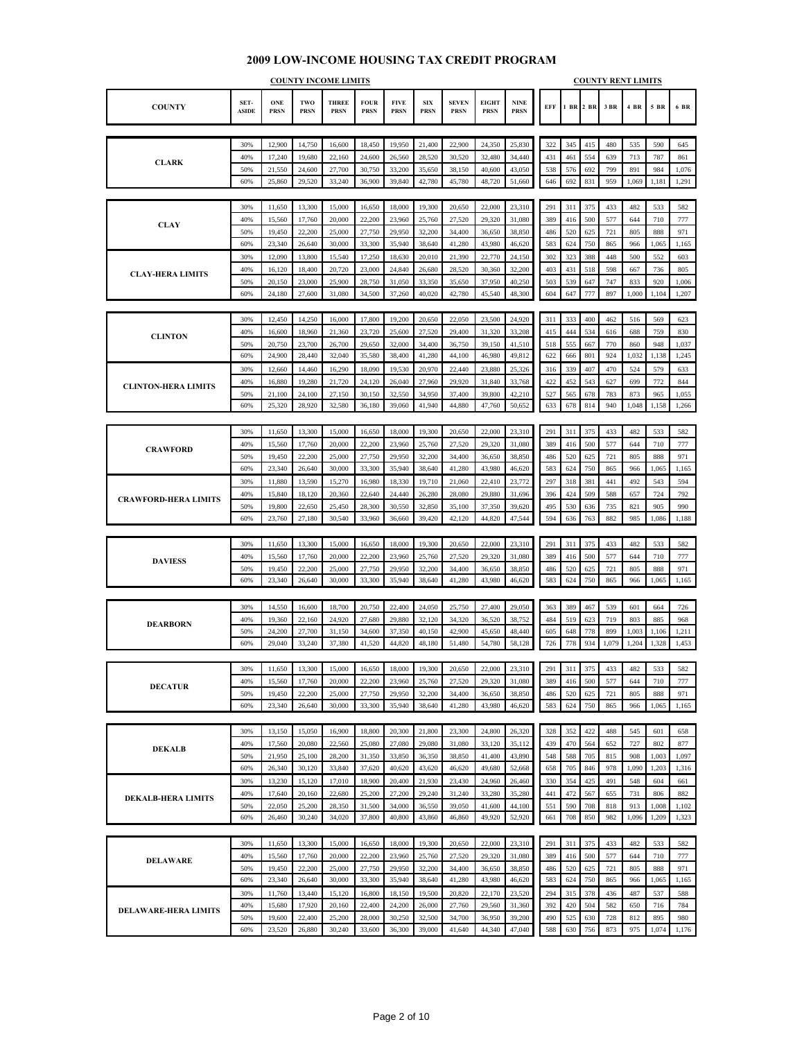# 2009 LOW-INCOME HOUSING TAX CREDIT PROGRAM

| COUNTY | SET-ASIDE | ONE PRSN | TWO PRSN | THREE PRSN | FOUR PRSN | FIVE PRSN | SIX PRSN | SEVEN PRSN | EIGHT PRSN | NINE PRSN | EFF | 1 BR | 2 BR | 3 BR | 4 BR | 5 BR | 6 BR |
|---|---|---|---|---|---|---|---|---|---|---|---|---|---|---|---|---|---|
| | | **COUNTY INCOME LIMITS** | | | | | | | | | **COUNTY RENT LIMITS** | | | | | | |
| CLARK | 30% | 12,900 | 14,750 | 16,600 | 18,450 | 19,950 | 21,400 | 22,900 | 24,350 | 25,830 | 322 | 345 | 415 | 480 | 535 | 590 | 645 |
| | 40% | 17,240 | 19,680 | 22,160 | 24,600 | 26,560 | 28,520 | 30,520 | 32,480 | 34,440 | 431 | 461 | 554 | 639 | 713 | 787 | 861 |
| | 50% | 21,550 | 24,600 | 27,700 | 30,750 | 33,200 | 35,650 | 38,150 | 40,600 | 43,050 | 538 | 576 | 692 | 799 | 891 | 984 | 1,076 |
| | 60% | 25,860 | 29,520 | 33,240 | 36,900 | 39,840 | 42,780 | 45,780 | 48,720 | 51,660 | 646 | 692 | 831 | 959 | 1,069 | 1,181 | 1,291 |
| CLAY | 30% | 11,650 | 13,300 | 15,000 | 16,650 | 18,000 | 19,300 | 20,650 | 22,000 | 23,310 | 291 | 311 | 375 | 433 | 482 | 533 | 582 |
| | 40% | 15,560 | 17,760 | 20,000 | 22,200 | 23,960 | 25,760 | 27,520 | 29,320 | 31,080 | 389 | 416 | 500 | 577 | 644 | 710 | 777 |
| | 50% | 19,450 | 22,200 | 25,000 | 27,750 | 29,950 | 32,200 | 34,400 | 36,650 | 38,850 | 486 | 520 | 625 | 721 | 805 | 888 | 971 |
| | 60% | 23,340 | 26,640 | 30,000 | 33,300 | 35,940 | 38,640 | 41,280 | 43,980 | 46,620 | 583 | 624 | 750 | 865 | 966 | 1,065 | 1,165 |
| CLAY-HERA LIMITS | 30% | 12,090 | 13,800 | 15,540 | 17,250 | 18,630 | 20,010 | 21,390 | 22,770 | 24,150 | 302 | 323 | 388 | 448 | 500 | 552 | 603 |
| | 40% | 16,120 | 18,400 | 20,720 | 23,000 | 24,840 | 26,680 | 28,520 | 30,360 | 32,200 | 403 | 431 | 518 | 598 | 667 | 736 | 805 |
| | 50% | 20,150 | 23,000 | 25,900 | 28,750 | 31,050 | 33,350 | 35,650 | 37,950 | 40,250 | 503 | 539 | 647 | 747 | 833 | 920 | 1,006 |
| | 60% | 24,180 | 27,600 | 31,080 | 34,500 | 37,260 | 40,020 | 42,780 | 45,540 | 48,300 | 604 | 647 | 777 | 897 | 1,000 | 1,104 | 1,207 |
| CLINTON | 30% | 12,450 | 14,250 | 16,000 | 17,800 | 19,200 | 20,650 | 22,050 | 23,500 | 24,920 | 311 | 333 | 400 | 462 | 516 | 569 | 623 |
| | 40% | 16,600 | 18,960 | 21,360 | 23,720 | 25,600 | 27,520 | 29,400 | 31,320 | 33,208 | 415 | 444 | 534 | 616 | 688 | 759 | 830 |
| | 50% | 20,750 | 23,700 | 26,700 | 29,650 | 32,000 | 34,400 | 36,750 | 39,150 | 41,510 | 518 | 555 | 667 | 770 | 860 | 948 | 1,037 |
| | 60% | 24,900 | 28,440 | 32,040 | 35,580 | 38,400 | 41,280 | 44,100 | 46,980 | 49,812 | 622 | 666 | 801 | 924 | 1,032 | 1,138 | 1,245 |
| CLINTON-HERA LIMITS | 30% | 12,660 | 14,460 | 16,290 | 18,090 | 19,530 | 20,970 | 22,440 | 23,880 | 25,326 | 316 | 339 | 407 | 470 | 524 | 579 | 633 |
| | 40% | 16,880 | 19,280 | 21,720 | 24,120 | 26,040 | 27,960 | 29,920 | 31,840 | 33,768 | 422 | 452 | 543 | 627 | 699 | 772 | 844 |
| | 50% | 21,100 | 24,100 | 27,150 | 30,150 | 32,550 | 34,950 | 37,400 | 39,800 | 42,210 | 527 | 565 | 678 | 783 | 873 | 965 | 1,055 |
| | 60% | 25,320 | 28,920 | 32,580 | 36,180 | 39,060 | 41,940 | 44,880 | 47,760 | 50,652 | 633 | 678 | 814 | 940 | 1,048 | 1,158 | 1,266 |
| CRAWFORD | 30% | 11,650 | 13,300 | 15,000 | 16,650 | 18,000 | 19,300 | 20,650 | 22,000 | 23,310 | 291 | 311 | 375 | 433 | 482 | 533 | 582 |
| | 40% | 15,560 | 17,760 | 20,000 | 22,200 | 23,960 | 25,760 | 27,520 | 29,320 | 31,080 | 389 | 416 | 500 | 577 | 644 | 710 | 777 |
| | 50% | 19,450 | 22,200 | 25,000 | 27,750 | 29,950 | 32,200 | 34,400 | 36,650 | 38,850 | 486 | 520 | 625 | 721 | 805 | 888 | 971 |
| | 60% | 23,340 | 26,640 | 30,000 | 33,300 | 35,940 | 38,640 | 41,280 | 43,980 | 46,620 | 583 | 624 | 750 | 865 | 966 | 1,065 | 1,165 |
| CRAWFORD-HERA LIMITS | 30% | 11,880 | 13,590 | 15,270 | 16,980 | 18,330 | 19,710 | 21,060 | 22,410 | 23,772 | 297 | 318 | 381 | 441 | 492 | 543 | 594 |
| | 40% | 15,840 | 18,120 | 20,360 | 22,640 | 24,440 | 26,280 | 28,080 | 29,880 | 31,696 | 396 | 424 | 509 | 588 | 657 | 724 | 792 |
| | 50% | 19,800 | 22,650 | 25,450 | 28,300 | 30,550 | 32,850 | 35,100 | 37,350 | 39,620 | 495 | 530 | 636 | 735 | 821 | 905 | 990 |
| | 60% | 23,760 | 27,180 | 30,540 | 33,960 | 36,660 | 39,420 | 42,120 | 44,820 | 47,544 | 594 | 636 | 763 | 882 | 985 | 1,086 | 1,188 |
| DAVIESS | 30% | 11,650 | 13,300 | 15,000 | 16,650 | 18,000 | 19,300 | 20,650 | 22,000 | 23,310 | 291 | 311 | 375 | 433 | 482 | 533 | 582 |
| | 40% | 15,560 | 17,760 | 20,000 | 22,200 | 23,960 | 25,760 | 27,520 | 29,320 | 31,080 | 389 | 416 | 500 | 577 | 644 | 710 | 777 |
| | 50% | 19,450 | 22,200 | 25,000 | 27,750 | 29,950 | 32,200 | 34,400 | 36,650 | 38,850 | 486 | 520 | 625 | 721 | 805 | 888 | 971 |
| | 60% | 23,340 | 26,640 | 30,000 | 33,300 | 35,940 | 38,640 | 41,280 | 43,980 | 46,620 | 583 | 624 | 750 | 865 | 966 | 1,065 | 1,165 |
| DEARBORN | 30% | 14,550 | 16,600 | 18,700 | 20,750 | 22,400 | 24,050 | 25,750 | 27,400 | 29,050 | 363 | 389 | 467 | 539 | 601 | 664 | 726 |
| | 40% | 19,360 | 22,160 | 24,920 | 27,680 | 29,880 | 32,120 | 34,320 | 36,520 | 38,752 | 484 | 519 | 623 | 719 | 803 | 885 | 968 |
| | 50% | 24,200 | 27,700 | 31,150 | 34,600 | 37,350 | 40,150 | 42,900 | 45,650 | 48,440 | 605 | 648 | 778 | 899 | 1,003 | 1,106 | 1,211 |
| | 60% | 29,040 | 33,240 | 37,380 | 41,520 | 44,820 | 48,180 | 51,480 | 54,780 | 58,128 | 726 | 778 | 934 | 1,079 | 1,204 | 1,328 | 1,453 |
| DECATUR | 30% | 11,650 | 13,300 | 15,000 | 16,650 | 18,000 | 19,300 | 20,650 | 22,000 | 23,310 | 291 | 311 | 375 | 433 | 482 | 533 | 582 |
| | 40% | 15,560 | 17,760 | 20,000 | 22,200 | 23,960 | 25,760 | 27,520 | 29,320 | 31,080 | 389 | 416 | 500 | 577 | 644 | 710 | 777 |
| | 50% | 19,450 | 22,200 | 25,000 | 27,750 | 29,950 | 32,200 | 34,400 | 36,650 | 38,850 | 486 | 520 | 625 | 721 | 805 | 888 | 971 |
| | 60% | 23,340 | 26,640 | 30,000 | 33,300 | 35,940 | 38,640 | 41,280 | 43,980 | 46,620 | 583 | 624 | 750 | 865 | 966 | 1,065 | 1,165 |
| DEKALB | 30% | 13,150 | 15,050 | 16,900 | 18,800 | 20,300 | 21,800 | 23,300 | 24,800 | 26,320 | 328 | 352 | 422 | 488 | 545 | 601 | 658 |
| | 40% | 17,560 | 20,080 | 22,560 | 25,080 | 27,080 | 29,080 | 31,080 | 33,120 | 35,112 | 439 | 470 | 564 | 652 | 727 | 802 | 877 |
| | 50% | 21,950 | 25,100 | 28,200 | 31,350 | 33,850 | 36,350 | 38,850 | 41,400 | 43,890 | 548 | 588 | 705 | 815 | 908 | 1,003 | 1,097 |
| | 60% | 26,340 | 30,120 | 33,840 | 37,620 | 40,620 | 43,620 | 46,620 | 49,680 | 52,668 | 658 | 705 | 846 | 978 | 1,090 | 1,203 | 1,316 |
| DEKALB-HERA LIMITS | 30% | 13,230 | 15,120 | 17,010 | 18,900 | 20,400 | 21,930 | 23,430 | 24,960 | 26,460 | 330 | 354 | 425 | 491 | 548 | 604 | 661 |
| | 40% | 17,640 | 20,160 | 22,680 | 25,200 | 27,200 | 29,240 | 31,240 | 33,280 | 35,280 | 441 | 472 | 567 | 655 | 731 | 806 | 882 |
| | 50% | 22,050 | 25,200 | 28,350 | 31,500 | 34,000 | 36,550 | 39,050 | 41,600 | 44,100 | 551 | 590 | 708 | 818 | 913 | 1,008 | 1,102 |
| | 60% | 26,460 | 30,240 | 34,020 | 37,800 | 40,800 | 43,860 | 46,860 | 49,920 | 52,920 | 661 | 708 | 850 | 982 | 1,096 | 1,209 | 1,323 |
| DELAWARE | 30% | 11,650 | 13,300 | 15,000 | 16,650 | 18,000 | 19,300 | 20,650 | 22,000 | 23,310 | 291 | 311 | 375 | 433 | 482 | 533 | 582 |
| | 40% | 15,560 | 17,760 | 20,000 | 22,200 | 23,960 | 25,760 | 27,520 | 29,320 | 31,080 | 389 | 416 | 500 | 577 | 644 | 710 | 777 |
| | 50% | 19,450 | 22,200 | 25,000 | 27,750 | 29,950 | 32,200 | 34,400 | 36,650 | 38,850 | 486 | 520 | 625 | 721 | 805 | 888 | 971 |
| | 60% | 23,340 | 26,640 | 30,000 | 33,300 | 35,940 | 38,640 | 41,280 | 43,980 | 46,620 | 583 | 624 | 750 | 865 | 966 | 1,065 | 1,165 |
| DELAWARE-HERA LIMITS | 30% | 11,760 | 13,440 | 15,120 | 16,800 | 18,150 | 19,500 | 20,820 | 22,170 | 23,520 | 294 | 315 | 378 | 436 | 487 | 537 | 588 |
| | 40% | 15,680 | 17,920 | 20,160 | 22,400 | 24,200 | 26,000 | 27,760 | 29,560 | 31,360 | 392 | 420 | 504 | 582 | 650 | 716 | 784 |
| | 50% | 19,600 | 22,400 | 25,200 | 28,000 | 30,250 | 32,500 | 34,700 | 36,950 | 39,200 | 490 | 525 | 630 | 728 | 812 | 895 | 980 |
| | 60% | 23,520 | 26,880 | 30,240 | 33,600 | 36,300 | 39,000 | 41,640 | 44,340 | 47,040 | 588 | 630 | 756 | 873 | 975 | 1,074 | 1,176 |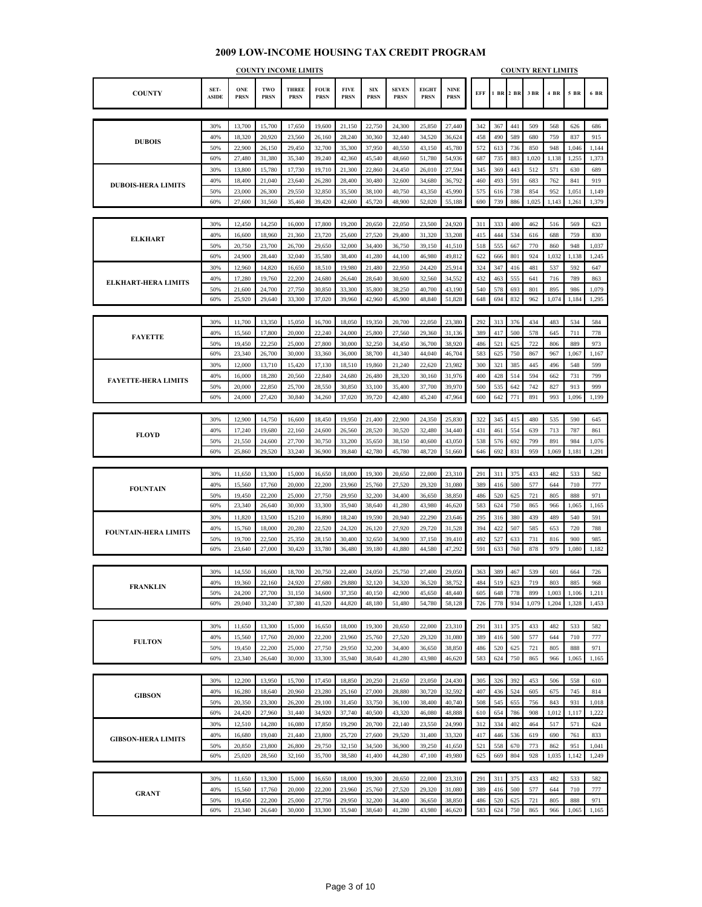# 2009 LOW-INCOME HOUSING TAX CREDIT PROGRAM

| COUNTY | SET-ASIDE | ONE PRSN | TWO PRSN | THREE PRSN | FOUR PRSN | FIVE PRSN | SIX PRSN | SEVEN PRSN | EIGHT PRSN | NINE PRSN | EFF | 1 BR | 2 BR | 3 BR | 4 BR | 5 BR | 6 BR |
|---|---|---|---|---|---|---|---|---|---|---|---|---|---|---|---|---|---|
| | | **COUNTY INCOME LIMITS** | | | | | | | | | **COUNTY RENT LIMITS** | | | | | | |
| DUBOIS | 30% | 13,700 | 15,700 | 17,650 | 19,600 | 21,150 | 22,750 | 24,300 | 25,850 | 27,440 | 342 | 367 | 441 | 509 | 568 | 626 | 686 |
| | 40% | 18,320 | 20,920 | 23,560 | 26,160 | 28,240 | 30,360 | 32,440 | 34,520 | 36,624 | 458 | 490 | 589 | 680 | 759 | 837 | 915 |
| | 50% | 22,900 | 26,150 | 29,450 | 32,700 | 35,300 | 37,950 | 40,550 | 43,150 | 45,780 | 572 | 613 | 736 | 850 | 948 | 1,046 | 1,144 |
| | 60% | 27,480 | 31,380 | 35,340 | 39,240 | 42,360 | 45,540 | 48,660 | 51,780 | 54,936 | 687 | 735 | 883 | 1,020 | 1,138 | 1,255 | 1,373 |
| DUBOIS-HERA LIMITS | 30% | 13,800 | 15,780 | 17,730 | 19,710 | 21,300 | 22,860 | 24,450 | 26,010 | 27,594 | 345 | 369 | 443 | 512 | 571 | 630 | 689 |
| | 40% | 18,400 | 21,040 | 23,640 | 26,280 | 28,400 | 30,480 | 32,600 | 34,680 | 36,792 | 460 | 493 | 591 | 683 | 762 | 841 | 919 |
| | 50% | 23,000 | 26,300 | 29,550 | 32,850 | 35,500 | 38,100 | 40,750 | 43,350 | 45,990 | 575 | 616 | 738 | 854 | 952 | 1,051 | 1,149 |
| | 60% | 27,600 | 31,560 | 35,460 | 39,420 | 42,600 | 45,720 | 48,900 | 52,020 | 55,188 | 690 | 739 | 886 | 1,025 | 1,143 | 1,261 | 1,379 |
| ELKHART | 30% | 12,450 | 14,250 | 16,000 | 17,800 | 19,200 | 20,650 | 22,050 | 23,500 | 24,920 | 311 | 333 | 400 | 462 | 516 | 569 | 623 |
| | 40% | 16,600 | 18,960 | 21,360 | 23,720 | 25,600 | 27,520 | 29,400 | 31,320 | 33,208 | 415 | 444 | 534 | 616 | 688 | 759 | 830 |
| | 50% | 20,750 | 23,700 | 26,700 | 29,650 | 32,000 | 34,400 | 36,750 | 39,150 | 41,510 | 518 | 555 | 667 | 770 | 860 | 948 | 1,037 |
| | 60% | 24,900 | 28,440 | 32,040 | 35,580 | 38,400 | 41,280 | 44,100 | 46,980 | 49,812 | 622 | 666 | 801 | 924 | 1,032 | 1,138 | 1,245 |
| ELKHART-HERA LIMITS | 30% | 12,960 | 14,820 | 16,650 | 18,510 | 19,980 | 21,480 | 22,950 | 24,420 | 25,914 | 324 | 347 | 416 | 481 | 537 | 592 | 647 |
| | 40% | 17,280 | 19,760 | 22,200 | 24,680 | 26,640 | 28,640 | 30,600 | 32,560 | 34,552 | 432 | 463 | 555 | 641 | 716 | 789 | 863 |
| | 50% | 21,600 | 24,700 | 27,750 | 30,850 | 33,300 | 35,800 | 38,250 | 40,700 | 43,190 | 540 | 578 | 693 | 801 | 895 | 986 | 1,079 |
| | 60% | 25,920 | 29,640 | 33,300 | 37,020 | 39,960 | 42,960 | 45,900 | 48,840 | 51,828 | 648 | 694 | 832 | 962 | 1,074 | 1,184 | 1,295 |
| FAYETTE | 30% | 11,700 | 13,350 | 15,050 | 16,700 | 18,050 | 19,350 | 20,700 | 22,050 | 23,380 | 292 | 313 | 376 | 434 | 483 | 534 | 584 |
| | 40% | 15,560 | 17,800 | 20,000 | 22,240 | 24,000 | 25,800 | 27,560 | 29,360 | 31,136 | 389 | 417 | 500 | 578 | 645 | 711 | 778 |
| | 50% | 19,450 | 22,250 | 25,000 | 27,800 | 30,000 | 32,250 | 34,450 | 36,700 | 38,920 | 486 | 521 | 625 | 722 | 806 | 889 | 973 |
| | 60% | 23,340 | 26,700 | 30,000 | 33,360 | 36,000 | 38,700 | 41,340 | 44,040 | 46,704 | 583 | 625 | 750 | 867 | 967 | 1,067 | 1,167 |
| FAYETTE-HERA LIMITS | 30% | 12,000 | 13,710 | 15,420 | 17,130 | 18,510 | 19,860 | 21,240 | 22,620 | 23,982 | 300 | 321 | 385 | 445 | 496 | 548 | 599 |
| | 40% | 16,000 | 18,280 | 20,560 | 22,840 | 24,680 | 26,480 | 28,320 | 30,160 | 31,976 | 400 | 428 | 514 | 594 | 662 | 731 | 799 |
| | 50% | 20,000 | 22,850 | 25,700 | 28,550 | 30,850 | 33,100 | 35,400 | 37,700 | 39,970 | 500 | 535 | 642 | 742 | 827 | 913 | 999 |
| | 60% | 24,000 | 27,420 | 30,840 | 34,260 | 37,020 | 39,720 | 42,480 | 45,240 | 47,964 | 600 | 642 | 771 | 891 | 993 | 1,096 | 1,199 |
| FLOYD | 30% | 12,900 | 14,750 | 16,600 | 18,450 | 19,950 | 21,400 | 22,900 | 24,350 | 25,830 | 322 | 345 | 415 | 480 | 535 | 590 | 645 |
| | 40% | 17,240 | 19,680 | 22,160 | 24,600 | 26,560 | 28,520 | 30,520 | 32,480 | 34,440 | 431 | 461 | 554 | 639 | 713 | 787 | 861 |
| | 50% | 21,550 | 24,600 | 27,700 | 30,750 | 33,200 | 35,650 | 38,150 | 40,600 | 43,050 | 538 | 576 | 692 | 799 | 891 | 984 | 1,076 |
| | 60% | 25,860 | 29,520 | 33,240 | 36,900 | 39,840 | 42,780 | 45,780 | 48,720 | 51,660 | 646 | 692 | 831 | 959 | 1,069 | 1,181 | 1,291 |
| FOUNTAIN | 30% | 11,650 | 13,300 | 15,000 | 16,650 | 18,000 | 19,300 | 20,650 | 22,000 | 23,310 | 291 | 311 | 375 | 433 | 482 | 533 | 582 |
| | 40% | 15,560 | 17,760 | 20,000 | 22,200 | 23,960 | 25,760 | 27,520 | 29,320 | 31,080 | 389 | 416 | 500 | 577 | 644 | 710 | 777 |
| | 50% | 19,450 | 22,200 | 25,000 | 27,750 | 29,950 | 32,200 | 34,400 | 36,650 | 38,850 | 486 | 520 | 625 | 721 | 805 | 888 | 971 |
| | 60% | 23,340 | 26,640 | 30,000 | 33,300 | 35,940 | 38,640 | 41,280 | 43,980 | 46,620 | 583 | 624 | 750 | 865 | 966 | 1,065 | 1,165 |
| FOUNTAIN-HERA LIMITS | 30% | 11,820 | 13,500 | 15,210 | 16,890 | 18,240 | 19,590 | 20,940 | 22,290 | 23,646 | 295 | 316 | 380 | 439 | 489 | 540 | 591 |
| | 40% | 15,760 | 18,000 | 20,280 | 22,520 | 24,320 | 26,120 | 27,920 | 29,720 | 31,528 | 394 | 422 | 507 | 585 | 653 | 720 | 788 |
| | 50% | 19,700 | 22,500 | 25,350 | 28,150 | 30,400 | 32,650 | 34,900 | 37,150 | 39,410 | 492 | 527 | 633 | 731 | 816 | 900 | 985 |
| | 60% | 23,640 | 27,000 | 30,420 | 33,780 | 36,480 | 39,180 | 41,880 | 44,580 | 47,292 | 591 | 633 | 760 | 878 | 979 | 1,080 | 1,182 |
| FRANKLIN | 30% | 14,550 | 16,600 | 18,700 | 20,750 | 22,400 | 24,050 | 25,750 | 27,400 | 29,050 | 363 | 389 | 467 | 539 | 601 | 664 | 726 |
| | 40% | 19,360 | 22,160 | 24,920 | 27,680 | 29,880 | 32,120 | 34,320 | 36,520 | 38,752 | 484 | 519 | 623 | 719 | 803 | 885 | 968 |
| | 50% | 24,200 | 27,700 | 31,150 | 34,600 | 37,350 | 40,150 | 42,900 | 45,650 | 48,440 | 605 | 648 | 778 | 899 | 1,003 | 1,106 | 1,211 |
| | 60% | 29,040 | 33,240 | 37,380 | 41,520 | 44,820 | 48,180 | 51,480 | 54,780 | 58,128 | 726 | 778 | 934 | 1,079 | 1,204 | 1,328 | 1,453 |
| FULTON | 30% | 11,650 | 13,300 | 15,000 | 16,650 | 18,000 | 19,300 | 20,650 | 22,000 | 23,310 | 291 | 311 | 375 | 433 | 482 | 533 | 582 |
| | 40% | 15,560 | 17,760 | 20,000 | 22,200 | 23,960 | 25,760 | 27,520 | 29,320 | 31,080 | 389 | 416 | 500 | 577 | 644 | 710 | 777 |
| | 50% | 19,450 | 22,200 | 25,000 | 27,750 | 29,950 | 32,200 | 34,400 | 36,650 | 38,850 | 486 | 520 | 625 | 721 | 805 | 888 | 971 |
| | 60% | 23,340 | 26,640 | 30,000 | 33,300 | 35,940 | 38,640 | 41,280 | 43,980 | 46,620 | 583 | 624 | 750 | 865 | 966 | 1,065 | 1,165 |
| GIBSON | 30% | 12,200 | 13,950 | 15,700 | 17,450 | 18,850 | 20,250 | 21,650 | 23,050 | 24,430 | 305 | 326 | 392 | 453 | 506 | 558 | 610 |
| | 40% | 16,280 | 18,640 | 20,960 | 23,280 | 25,160 | 27,000 | 28,880 | 30,720 | 32,592 | 407 | 436 | 524 | 605 | 675 | 745 | 814 |
| | 50% | 20,350 | 23,300 | 26,200 | 29,100 | 31,450 | 33,750 | 36,100 | 38,400 | 40,740 | 508 | 545 | 655 | 756 | 843 | 931 | 1,018 |
| | 60% | 24,420 | 27,960 | 31,440 | 34,920 | 37,740 | 40,500 | 43,320 | 46,080 | 48,888 | 610 | 654 | 786 | 908 | 1,012 | 1,117 | 1,222 |
| GIBSON-HERA LIMITS | 30% | 12,510 | 14,280 | 16,080 | 17,850 | 19,290 | 20,700 | 22,140 | 23,550 | 24,990 | 312 | 334 | 402 | 464 | 517 | 571 | 624 |
| | 40% | 16,680 | 19,040 | 21,440 | 23,800 | 25,720 | 27,600 | 29,520 | 31,400 | 33,320 | 417 | 446 | 536 | 619 | 690 | 761 | 833 |
| | 50% | 20,850 | 23,800 | 26,800 | 29,750 | 32,150 | 34,500 | 36,900 | 39,250 | 41,650 | 521 | 558 | 670 | 773 | 862 | 951 | 1,041 |
| | 60% | 25,020 | 28,560 | 32,160 | 35,700 | 38,580 | 41,400 | 44,280 | 47,100 | 49,980 | 625 | 669 | 804 | 928 | 1,035 | 1,142 | 1,249 |
| GRANT | 30% | 11,650 | 13,300 | 15,000 | 16,650 | 18,000 | 19,300 | 20,650 | 22,000 | 23,310 | 291 | 311 | 375 | 433 | 482 | 533 | 582 |
| | 40% | 15,560 | 17,760 | 20,000 | 22,200 | 23,960 | 25,760 | 27,520 | 29,320 | 31,080 | 389 | 416 | 500 | 577 | 644 | 710 | 777 |
| | 50% | 19,450 | 22,200 | 25,000 | 27,750 | 29,950 | 32,200 | 34,400 | 36,650 | 38,850 | 486 | 520 | 625 | 721 | 805 | 888 | 971 |
| | 60% | 23,340 | 26,640 | 30,000 | 33,300 | 35,940 | 38,640 | 41,280 | 43,980 | 46,620 | 583 | 624 | 750 | 865 | 966 | 1,065 | 1,165 |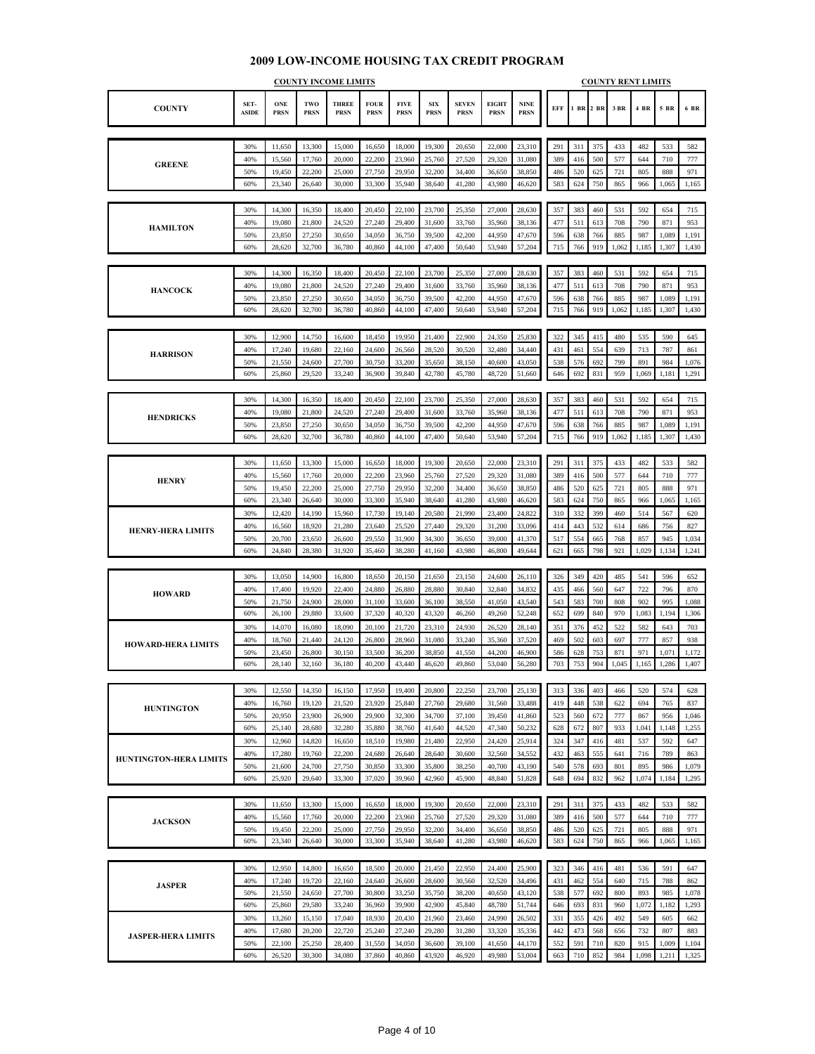# 2009 LOW-INCOME HOUSING TAX CREDIT PROGRAM

| | | COUNTY INCOME LIMITS | | | | | | | | | COUNTY RENT LIMITS | | | | | | |
|---|---|---|---|---|---|---|---|---|---|---|---|---|---|---|---|---|---|
| COUNTY | SET-ASIDE | ONE PRSN | TWO PRSN | THREE PRSN | FOUR PRSN | FIVE PRSN | SIX PRSN | SEVEN PRSN | EIGHT PRSN | NINE PRSN | EFF | 1 BR | 2 BR | 3 BR | 4 BR | 5 BR | 6 BR |
| GREENE | 30% | 11,650 | 13,300 | 15,000 | 16,650 | 18,000 | 19,300 | 20,650 | 22,000 | 23,310 | 291 | 311 | 375 | 433 | 482 | 533 | 582 |
| | 40% | 15,560 | 17,760 | 20,000 | 22,200 | 23,960 | 25,760 | 27,520 | 29,320 | 31,080 | 389 | 416 | 500 | 577 | 644 | 710 | 777 |
| | 50% | 19,450 | 22,200 | 25,000 | 27,750 | 29,950 | 32,200 | 34,400 | 36,650 | 38,850 | 486 | 520 | 625 | 721 | 805 | 888 | 971 |
| | 60% | 23,340 | 26,640 | 30,000 | 33,300 | 35,940 | 38,640 | 41,280 | 43,980 | 46,620 | 583 | 624 | 750 | 865 | 966 | 1,065 | 1,165 |
| HAMILTON | 30% | 14,300 | 16,350 | 18,400 | 20,450 | 22,100 | 23,700 | 25,350 | 27,000 | 28,630 | 357 | 383 | 460 | 531 | 592 | 654 | 715 |
| | 40% | 19,080 | 21,800 | 24,520 | 27,240 | 29,400 | 31,600 | 33,760 | 35,960 | 38,136 | 477 | 511 | 613 | 708 | 790 | 871 | 953 |
| | 50% | 23,850 | 27,250 | 30,650 | 34,050 | 36,750 | 39,500 | 42,200 | 44,950 | 47,670 | 596 | 638 | 766 | 885 | 987 | 1,089 | 1,191 |
| | 60% | 28,620 | 32,700 | 36,780 | 40,860 | 44,100 | 47,400 | 50,640 | 53,940 | 57,204 | 715 | 766 | 919 | 1,062 | 1,185 | 1,307 | 1,430 |
| HANCOCK | 30% | 14,300 | 16,350 | 18,400 | 20,450 | 22,100 | 23,700 | 25,350 | 27,000 | 28,630 | 357 | 383 | 460 | 531 | 592 | 654 | 715 |
| | 40% | 19,080 | 21,800 | 24,520 | 27,240 | 29,400 | 31,600 | 33,760 | 35,960 | 38,136 | 477 | 511 | 613 | 708 | 790 | 871 | 953 |
| | 50% | 23,850 | 27,250 | 30,650 | 34,050 | 36,750 | 39,500 | 42,200 | 44,950 | 47,670 | 596 | 638 | 766 | 885 | 987 | 1,089 | 1,191 |
| | 60% | 28,620 | 32,700 | 36,780 | 40,860 | 44,100 | 47,400 | 50,640 | 53,940 | 57,204 | 715 | 766 | 919 | 1,062 | 1,185 | 1,307 | 1,430 |
| HARRISON | 30% | 12,900 | 14,750 | 16,600 | 18,450 | 19,950 | 21,400 | 22,900 | 24,350 | 25,830 | 322 | 345 | 415 | 480 | 535 | 590 | 645 |
| | 40% | 17,240 | 19,680 | 22,160 | 24,600 | 26,560 | 28,520 | 30,520 | 32,480 | 34,440 | 431 | 461 | 554 | 639 | 713 | 787 | 861 |
| | 50% | 21,550 | 24,600 | 27,700 | 30,750 | 33,200 | 35,650 | 38,150 | 40,600 | 43,050 | 538 | 576 | 692 | 799 | 891 | 984 | 1,076 |
| | 60% | 25,860 | 29,520 | 33,240 | 36,900 | 39,840 | 42,780 | 45,780 | 48,720 | 51,660 | 646 | 692 | 831 | 959 | 1,069 | 1,181 | 1,291 |
| HENDRICKS | 30% | 14,300 | 16,350 | 18,400 | 20,450 | 22,100 | 23,700 | 25,350 | 27,000 | 28,630 | 357 | 383 | 460 | 531 | 592 | 654 | 715 |
| | 40% | 19,080 | 21,800 | 24,520 | 27,240 | 29,400 | 31,600 | 33,760 | 35,960 | 38,136 | 477 | 511 | 613 | 708 | 790 | 871 | 953 |
| | 50% | 23,850 | 27,250 | 30,650 | 34,050 | 36,750 | 39,500 | 42,200 | 44,950 | 47,670 | 596 | 638 | 766 | 885 | 987 | 1,089 | 1,191 |
| | 60% | 28,620 | 32,700 | 36,780 | 40,860 | 44,100 | 47,400 | 50,640 | 53,940 | 57,204 | 715 | 766 | 919 | 1,062 | 1,185 | 1,307 | 1,430 |
| HENRY | 30% | 11,650 | 13,300 | 15,000 | 16,650 | 18,000 | 19,300 | 20,650 | 22,000 | 23,310 | 291 | 311 | 375 | 433 | 482 | 533 | 582 |
| | 40% | 15,560 | 17,760 | 20,000 | 22,200 | 23,960 | 25,760 | 27,520 | 29,320 | 31,080 | 389 | 416 | 500 | 577 | 644 | 710 | 777 |
| | 50% | 19,450 | 22,200 | 25,000 | 27,750 | 29,950 | 32,200 | 34,400 | 36,650 | 38,850 | 486 | 520 | 625 | 721 | 805 | 888 | 971 |
| | 60% | 23,340 | 26,640 | 30,000 | 33,300 | 35,940 | 38,640 | 41,280 | 43,980 | 46,620 | 583 | 624 | 750 | 865 | 966 | 1,065 | 1,165 |
| HENRY-HERA LIMITS | 30% | 12,420 | 14,190 | 15,960 | 17,730 | 19,140 | 20,580 | 21,990 | 23,400 | 24,822 | 310 | 332 | 399 | 460 | 514 | 567 | 620 |
| | 40% | 16,560 | 18,920 | 21,280 | 23,640 | 25,520 | 27,440 | 29,320 | 31,200 | 33,096 | 414 | 443 | 532 | 614 | 686 | 756 | 827 |
| | 50% | 20,700 | 23,650 | 26,600 | 29,550 | 31,900 | 34,300 | 36,650 | 39,000 | 41,370 | 517 | 554 | 665 | 768 | 857 | 945 | 1,034 |
| | 60% | 24,840 | 28,380 | 31,920 | 35,460 | 38,280 | 41,160 | 43,980 | 46,800 | 49,644 | 621 | 665 | 798 | 921 | 1,029 | 1,134 | 1,241 |
| HOWARD | 30% | 13,050 | 14,900 | 16,800 | 18,650 | 20,150 | 21,650 | 23,150 | 24,600 | 26,110 | 326 | 349 | 420 | 485 | 541 | 596 | 652 |
| | 40% | 17,400 | 19,920 | 22,400 | 24,880 | 26,880 | 28,880 | 30,840 | 32,840 | 34,832 | 435 | 466 | 560 | 647 | 722 | 796 | 870 |
| | 50% | 21,750 | 24,900 | 28,000 | 31,100 | 33,600 | 36,100 | 38,550 | 41,050 | 43,540 | 543 | 583 | 700 | 808 | 902 | 995 | 1,088 |
| | 60% | 26,100 | 29,880 | 33,600 | 37,320 | 40,320 | 43,320 | 46,260 | 49,260 | 52,248 | 652 | 699 | 840 | 970 | 1,083 | 1,194 | 1,306 |
| HOWARD-HERA LIMITS | 30% | 14,070 | 16,080 | 18,090 | 20,100 | 21,720 | 23,310 | 24,930 | 26,520 | 28,140 | 351 | 376 | 452 | 522 | 582 | 643 | 703 |
| | 40% | 18,760 | 21,440 | 24,120 | 26,800 | 28,960 | 31,080 | 33,240 | 35,360 | 37,520 | 469 | 502 | 603 | 697 | 777 | 857 | 938 |
| | 50% | 23,450 | 26,800 | 30,150 | 33,500 | 36,200 | 38,850 | 41,550 | 44,200 | 46,900 | 586 | 628 | 753 | 871 | 971 | 1,071 | 1,172 |
| | 60% | 28,140 | 32,160 | 36,180 | 40,200 | 43,440 | 46,620 | 49,860 | 53,040 | 56,280 | 703 | 753 | 904 | 1,045 | 1,165 | 1,286 | 1,407 |
| HUNTINGTON | 30% | 12,550 | 14,350 | 16,150 | 17,950 | 19,400 | 20,800 | 22,250 | 23,700 | 25,130 | 313 | 336 | 403 | 466 | 520 | 574 | 628 |
| | 40% | 16,760 | 19,120 | 21,520 | 23,920 | 25,840 | 27,760 | 29,680 | 31,560 | 33,488 | 419 | 448 | 538 | 622 | 694 | 765 | 837 |
| | 50% | 20,950 | 23,900 | 26,900 | 29,900 | 32,300 | 34,700 | 37,100 | 39,450 | 41,860 | 523 | 560 | 672 | 777 | 867 | 956 | 1,046 |
| | 60% | 25,140 | 28,680 | 32,280 | 35,880 | 38,760 | 41,640 | 44,520 | 47,340 | 50,232 | 628 | 672 | 807 | 933 | 1,041 | 1,148 | 1,255 |
| HUNTINGTON-HERA LIMITS | 30% | 12,960 | 14,820 | 16,650 | 18,510 | 19,980 | 21,480 | 22,950 | 24,420 | 25,914 | 324 | 347 | 416 | 481 | 537 | 592 | 647 |
| | 40% | 17,280 | 19,760 | 22,200 | 24,680 | 26,640 | 28,640 | 30,600 | 32,560 | 34,552 | 432 | 463 | 555 | 641 | 716 | 789 | 863 |
| | 50% | 21,600 | 24,700 | 27,750 | 30,850 | 33,300 | 35,800 | 38,250 | 40,700 | 43,190 | 540 | 578 | 693 | 801 | 895 | 986 | 1,079 |
| | 60% | 25,920 | 29,640 | 33,300 | 37,020 | 39,960 | 42,960 | 45,900 | 48,840 | 51,828 | 648 | 694 | 832 | 962 | 1,074 | 1,184 | 1,295 |
| JACKSON | 30% | 11,650 | 13,300 | 15,000 | 16,650 | 18,000 | 19,300 | 20,650 | 22,000 | 23,310 | 291 | 311 | 375 | 433 | 482 | 533 | 582 |
| | 40% | 15,560 | 17,760 | 20,000 | 22,200 | 23,960 | 25,760 | 27,520 | 29,320 | 31,080 | 389 | 416 | 500 | 577 | 644 | 710 | 777 |
| | 50% | 19,450 | 22,200 | 25,000 | 27,750 | 29,950 | 32,200 | 34,400 | 36,650 | 38,850 | 486 | 520 | 625 | 721 | 805 | 888 | 971 |
| | 60% | 23,340 | 26,640 | 30,000 | 33,300 | 35,940 | 38,640 | 41,280 | 43,980 | 46,620 | 583 | 624 | 750 | 865 | 966 | 1,065 | 1,165 |
| JASPER | 30% | 12,950 | 14,800 | 16,650 | 18,500 | 20,000 | 21,450 | 22,950 | 24,400 | 25,900 | 323 | 346 | 416 | 481 | 536 | 591 | 647 |
| | 40% | 17,240 | 19,720 | 22,160 | 24,640 | 26,600 | 28,600 | 30,560 | 32,520 | 34,496 | 431 | 462 | 554 | 640 | 715 | 788 | 862 |
| | 50% | 21,550 | 24,650 | 27,700 | 30,800 | 33,250 | 35,750 | 38,200 | 40,650 | 43,120 | 538 | 577 | 692 | 800 | 893 | 985 | 1,078 |
| | 60% | 25,860 | 29,580 | 33,240 | 36,960 | 39,900 | 42,900 | 45,840 | 48,780 | 51,744 | 646 | 693 | 831 | 960 | 1,072 | 1,182 | 1,293 |
| JASPER-HERA LIMITS | 30% | 13,260 | 15,150 | 17,040 | 18,930 | 20,430 | 21,960 | 23,460 | 24,990 | 26,502 | 331 | 355 | 426 | 492 | 549 | 605 | 662 |
| | 40% | 17,680 | 20,200 | 22,720 | 25,240 | 27,240 | 29,280 | 31,280 | 33,320 | 35,336 | 442 | 473 | 568 | 656 | 732 | 807 | 883 |
| | 50% | 22,100 | 25,250 | 28,400 | 31,550 | 34,050 | 36,600 | 39,100 | 41,650 | 44,170 | 552 | 591 | 710 | 820 | 915 | 1,009 | 1,104 |
| | 60% | 26,520 | 30,300 | 34,080 | 37,860 | 40,860 | 43,920 | 46,920 | 49,980 | 53,004 | 663 | 710 | 852 | 984 | 1,098 | 1,211 | 1,325 |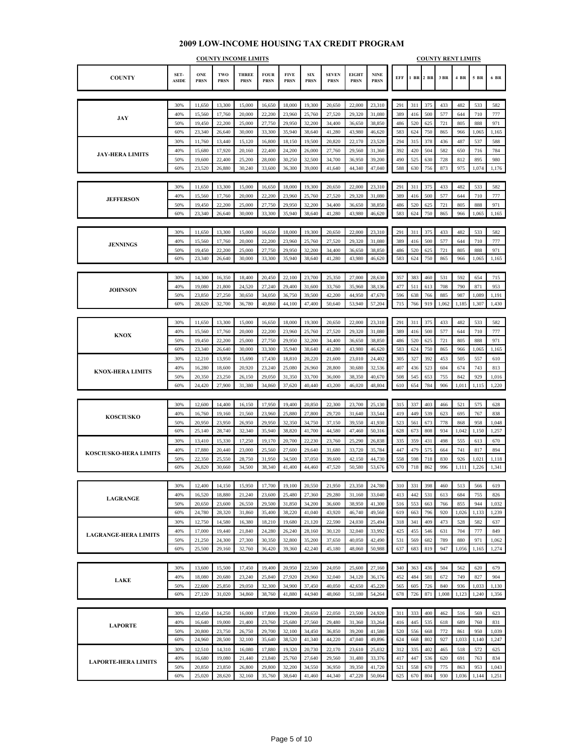# 2009 LOW-INCOME HOUSING TAX CREDIT PROGRAM

| | | COUNTY INCOME LIMITS | | | | | | | | | | COUNTY RENT LIMITS | | | | | | |
|---|---|---|---|---|---|---|---|---|---|---|---|---|---|---|---|---|---|---|
| COUNTY | SET-ASIDE | ONE PRSN | TWO PRSN | THREE PRSN | FOUR PRSN | FIVE PRSN | SIX PRSN | SEVEN PRSN | EIGHT PRSN | NINE PRSN | EFF | 1 BR | 2 BR | 3 BR | 4 BR | 5 BR | 6 BR |
| JAY | 30% | 11,650 | 13,300 | 15,000 | 16,650 | 18,000 | 19,300 | 20,650 | 22,000 | 23,310 | 291 | 311 | 375 | 433 | 482 | 533 | 582 |
| | 40% | 15,560 | 17,760 | 20,000 | 22,200 | 23,960 | 25,760 | 27,520 | 29,320 | 31,080 | 389 | 416 | 500 | 577 | 644 | 710 | 777 |
| | 50% | 19,450 | 22,200 | 25,000 | 27,750 | 29,950 | 32,200 | 34,400 | 36,650 | 38,850 | 486 | 520 | 625 | 721 | 805 | 888 | 971 |
| | 60% | 23,340 | 26,640 | 30,000 | 33,300 | 35,940 | 38,640 | 41,280 | 43,980 | 46,620 | 583 | 624 | 750 | 865 | 966 | 1,065 | 1,165 |
| JAY-HERA LIMITS | 30% | 11,760 | 13,440 | 15,120 | 16,800 | 18,150 | 19,500 | 20,820 | 22,170 | 23,520 | 294 | 315 | 378 | 436 | 487 | 537 | 588 |
| | 40% | 15,680 | 17,920 | 20,160 | 22,400 | 24,200 | 26,000 | 27,760 | 29,560 | 31,360 | 392 | 420 | 504 | 582 | 650 | 716 | 784 |
| | 50% | 19,600 | 22,400 | 25,200 | 28,000 | 30,250 | 32,500 | 34,700 | 36,950 | 39,200 | 490 | 525 | 630 | 728 | 812 | 895 | 980 |
| | 60% | 23,520 | 26,880 | 30,240 | 33,600 | 36,300 | 39,000 | 41,640 | 44,340 | 47,040 | 588 | 630 | 756 | 873 | 975 | 1,074 | 1,176 |
| JEFFERSON | 30% | 11,650 | 13,300 | 15,000 | 16,650 | 18,000 | 19,300 | 20,650 | 22,000 | 23,310 | 291 | 311 | 375 | 433 | 482 | 533 | 582 |
| | 40% | 15,560 | 17,760 | 20,000 | 22,200 | 23,960 | 25,760 | 27,520 | 29,320 | 31,080 | 389 | 416 | 500 | 577 | 644 | 710 | 777 |
| | 50% | 19,450 | 22,200 | 25,000 | 27,750 | 29,950 | 32,200 | 34,400 | 36,650 | 38,850 | 486 | 520 | 625 | 721 | 805 | 888 | 971 |
| | 60% | 23,340 | 26,640 | 30,000 | 33,300 | 35,940 | 38,640 | 41,280 | 43,980 | 46,620 | 583 | 624 | 750 | 865 | 966 | 1,065 | 1,165 |
| JENNINGS | 30% | 11,650 | 13,300 | 15,000 | 16,650 | 18,000 | 19,300 | 20,650 | 22,000 | 23,310 | 291 | 311 | 375 | 433 | 482 | 533 | 582 |
| | 40% | 15,560 | 17,760 | 20,000 | 22,200 | 23,960 | 25,760 | 27,520 | 29,320 | 31,080 | 389 | 416 | 500 | 577 | 644 | 710 | 777 |
| | 50% | 19,450 | 22,200 | 25,000 | 27,750 | 29,950 | 32,200 | 34,400 | 36,650 | 38,850 | 486 | 520 | 625 | 721 | 805 | 888 | 971 |
| | 60% | 23,340 | 26,640 | 30,000 | 33,300 | 35,940 | 38,640 | 41,280 | 43,980 | 46,620 | 583 | 624 | 750 | 865 | 966 | 1,065 | 1,165 |
| JOHNSON | 30% | 14,300 | 16,350 | 18,400 | 20,450 | 22,100 | 23,700 | 25,350 | 27,000 | 28,630 | 357 | 383 | 460 | 531 | 592 | 654 | 715 |
| | 40% | 19,080 | 21,800 | 24,520 | 27,240 | 29,400 | 31,600 | 33,760 | 35,960 | 38,136 | 477 | 511 | 613 | 708 | 790 | 871 | 953 |
| | 50% | 23,850 | 27,250 | 30,650 | 34,050 | 36,750 | 39,500 | 42,200 | 44,950 | 47,670 | 596 | 638 | 766 | 885 | 987 | 1,089 | 1,191 |
| | 60% | 28,620 | 32,700 | 36,780 | 40,860 | 44,100 | 47,400 | 50,640 | 53,940 | 57,204 | 715 | 766 | 919 | 1,062 | 1,185 | 1,307 | 1,430 |
| KNOX | 30% | 11,650 | 13,300 | 15,000 | 16,650 | 18,000 | 19,300 | 20,650 | 22,000 | 23,310 | 291 | 311 | 375 | 433 | 482 | 533 | 582 |
| | 40% | 15,560 | 17,760 | 20,000 | 22,200 | 23,960 | 25,760 | 27,520 | 29,320 | 31,080 | 389 | 416 | 500 | 577 | 644 | 710 | 777 |
| | 50% | 19,450 | 22,200 | 25,000 | 27,750 | 29,950 | 32,200 | 34,400 | 36,650 | 38,850 | 486 | 520 | 625 | 721 | 805 | 888 | 971 |
| | 60% | 23,340 | 26,640 | 30,000 | 33,300 | 35,940 | 38,640 | 41,280 | 43,980 | 46,620 | 583 | 624 | 750 | 865 | 966 | 1,065 | 1,165 |
| KNOX-HERA LIMITS | 30% | 12,210 | 13,950 | 15,690 | 17,430 | 18,810 | 20,220 | 21,600 | 23,010 | 24,402 | 305 | 327 | 392 | 453 | 505 | 557 | 610 |
| | 40% | 16,280 | 18,600 | 20,920 | 23,240 | 25,080 | 26,960 | 28,800 | 30,680 | 32,536 | 407 | 436 | 523 | 604 | 674 | 743 | 813 |
| | 50% | 20,350 | 23,250 | 26,150 | 29,050 | 31,350 | 33,700 | 36,000 | 38,350 | 40,670 | 508 | 545 | 653 | 755 | 842 | 929 | 1,016 |
| | 60% | 24,420 | 27,900 | 31,380 | 34,860 | 37,620 | 40,440 | 43,200 | 46,020 | 48,804 | 610 | 654 | 784 | 906 | 1,011 | 1,115 | 1,220 |
| KOSCIUSKO | 30% | 12,600 | 14,400 | 16,150 | 17,950 | 19,400 | 20,850 | 22,300 | 23,700 | 25,130 | 315 | 337 | 403 | 466 | 521 | 575 | 628 |
| | 40% | 16,760 | 19,160 | 21,560 | 23,960 | 25,880 | 27,800 | 29,720 | 31,640 | 33,544 | 419 | 449 | 539 | 623 | 695 | 767 | 838 |
| | 50% | 20,950 | 23,950 | 26,950 | 29,950 | 32,350 | 34,750 | 37,150 | 39,550 | 41,930 | 523 | 561 | 673 | 778 | 868 | 958 | 1,048 |
| | 60% | 25,140 | 28,740 | 32,340 | 35,940 | 38,820 | 41,700 | 44,580 | 47,460 | 50,316 | 628 | 673 | 808 | 934 | 1,042 | 1,150 | 1,257 |
| KOSCIUSKO-HERA LIMITS | 30% | 13,410 | 15,330 | 17,250 | 19,170 | 20,700 | 22,230 | 23,760 | 25,290 | 26,838 | 335 | 359 | 431 | 498 | 555 | 613 | 670 |
| | 40% | 17,880 | 20,440 | 23,000 | 25,560 | 27,600 | 29,640 | 31,680 | 33,720 | 35,784 | 447 | 479 | 575 | 664 | 741 | 817 | 894 |
| | 50% | 22,350 | 25,550 | 28,750 | 31,950 | 34,500 | 37,050 | 39,600 | 42,150 | 44,730 | 558 | 598 | 718 | 830 | 926 | 1,021 | 1,118 |
| | 60% | 26,820 | 30,660 | 34,500 | 38,340 | 41,400 | 44,460 | 47,520 | 50,580 | 53,676 | 670 | 718 | 862 | 996 | 1,111 | 1,226 | 1,341 |
| LAGRANGE | 30% | 12,400 | 14,150 | 15,950 | 17,700 | 19,100 | 20,550 | 21,950 | 23,350 | 24,780 | 310 | 331 | 398 | 460 | 513 | 566 | 619 |
| | 40% | 16,520 | 18,880 | 21,240 | 23,600 | 25,480 | 27,360 | 29,280 | 31,160 | 33,040 | 413 | 442 | 531 | 613 | 684 | 755 | 826 |
| | 50% | 20,650 | 23,600 | 26,550 | 29,500 | 31,850 | 34,200 | 36,600 | 38,950 | 41,300 | 516 | 553 | 663 | 766 | 855 | 944 | 1,032 |
| | 60% | 24,780 | 28,320 | 31,860 | 35,400 | 38,220 | 41,040 | 43,920 | 46,740 | 49,560 | 619 | 663 | 796 | 920 | 1,026 | 1,133 | 1,239 |
| LAGRANGE-HERA LIMITS | 30% | 12,750 | 14,580 | 16,380 | 18,210 | 19,680 | 21,120 | 22,590 | 24,030 | 25,494 | 318 | 341 | 409 | 473 | 528 | 582 | 637 |
| | 40% | 17,000 | 19,440 | 21,840 | 24,280 | 26,240 | 28,160 | 30,120 | 32,040 | 33,992 | 425 | 455 | 546 | 631 | 704 | 777 | 849 |
| | 50% | 21,250 | 24,300 | 27,300 | 30,350 | 32,800 | 35,200 | 37,650 | 40,050 | 42,490 | 531 | 569 | 682 | 789 | 880 | 971 | 1,062 |
| | 60% | 25,500 | 29,160 | 32,760 | 36,420 | 39,360 | 42,240 | 45,180 | 48,060 | 50,988 | 637 | 683 | 819 | 947 | 1,056 | 1,165 | 1,274 |
| LAKE | 30% | 13,600 | 15,500 | 17,450 | 19,400 | 20,950 | 22,500 | 24,050 | 25,600 | 27,160 | 340 | 363 | 436 | 504 | 562 | 620 | 679 |
| | 40% | 18,080 | 20,680 | 23,240 | 25,840 | 27,920 | 29,960 | 32,040 | 34,120 | 36,176 | 452 | 484 | 581 | 672 | 749 | 827 | 904 |
| | 50% | 22,600 | 25,850 | 29,050 | 32,300 | 34,900 | 37,450 | 40,050 | 42,650 | 45,220 | 565 | 605 | 726 | 840 | 936 | 1,033 | 1,130 |
| | 60% | 27,120 | 31,020 | 34,860 | 38,760 | 41,880 | 44,940 | 48,060 | 51,180 | 54,264 | 678 | 726 | 871 | 1,008 | 1,123 | 1,240 | 1,356 |
| LAPORTE | 30% | 12,450 | 14,250 | 16,000 | 17,800 | 19,200 | 20,650 | 22,050 | 23,500 | 24,920 | 311 | 333 | 400 | 462 | 516 | 569 | 623 |
| | 40% | 16,640 | 19,000 | 21,400 | 23,760 | 25,680 | 27,560 | 29,480 | 31,360 | 33,264 | 416 | 445 | 535 | 618 | 689 | 760 | 831 |
| | 50% | 20,800 | 23,750 | 26,750 | 29,700 | 32,100 | 34,450 | 36,850 | 39,200 | 41,580 | 520 | 556 | 668 | 772 | 861 | 950 | 1,039 |
| | 60% | 24,960 | 28,500 | 32,100 | 35,640 | 38,520 | 41,340 | 44,220 | 47,040 | 49,896 | 624 | 668 | 802 | 927 | 1,033 | 1,140 | 1,247 |
| LAPORTE-HERA LIMITS | 30% | 12,510 | 14,310 | 16,080 | 17,880 | 19,320 | 20,730 | 22,170 | 23,610 | 25,032 | 312 | 335 | 402 | 465 | 518 | 572 | 625 |
| | 40% | 16,680 | 19,080 | 21,440 | 23,840 | 25,760 | 27,640 | 29,560 | 31,480 | 33,376 | 417 | 447 | 536 | 620 | 691 | 763 | 834 |
| | 50% | 20,850 | 23,850 | 26,800 | 29,800 | 32,200 | 34,550 | 36,950 | 39,350 | 41,720 | 521 | 558 | 670 | 775 | 863 | 953 | 1,043 |
| | 60% | 25,020 | 28,620 | 32,160 | 35,760 | 38,640 | 41,460 | 44,340 | 47,220 | 50,064 | 625 | 670 | 804 | 930 | 1,036 | 1,144 | 1,251 |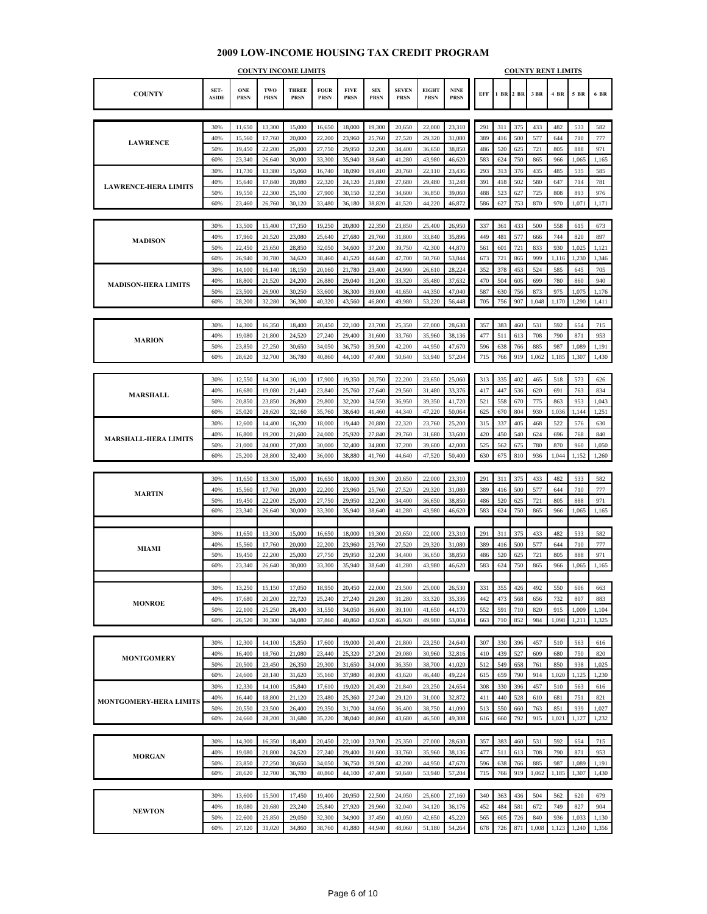# 2009 LOW-INCOME HOUSING TAX CREDIT PROGRAM

| COUNTY | SET-ASIDE | ONE PRSN | TWO PRSN | THREE PRSN | FOUR PRSN | FIVE PRSN | SIX PRSN | SEVEN PRSN | EIGHT PRSN | NINE PRSN | EFF | 1 BR | 2 BR | 3 BR | 4 BR | 5 BR | 6 BR |
|---|---|---|---|---|---|---|---|---|---|---|---|---|---|---|---|---|---|
| | | **COUNTY INCOME LIMITS** | | | | | | | | | **COUNTY RENT LIMITS** | | | | | | |
| LAWRENCE | 30% | 11,650 | 13,300 | 15,000 | 16,650 | 18,000 | 19,300 | 20,650 | 22,000 | 23,310 | 291 | 311 | 375 | 433 | 482 | 533 | 582 |
| | 40% | 15,560 | 17,760 | 20,000 | 22,200 | 23,960 | 25,760 | 27,520 | 29,320 | 31,080 | 389 | 416 | 500 | 577 | 644 | 710 | 777 |
| | 50% | 19,450 | 22,200 | 25,000 | 27,750 | 29,950 | 32,200 | 34,400 | 36,650 | 38,850 | 486 | 520 | 625 | 721 | 805 | 888 | 971 |
| | 60% | 23,340 | 26,640 | 30,000 | 33,300 | 35,940 | 38,640 | 41,280 | 43,980 | 46,620 | 583 | 624 | 750 | 865 | 966 | 1,065 | 1,165 |
| LAWRENCE-HERA LIMITS | 30% | 11,730 | 13,380 | 15,060 | 16,740 | 18,090 | 19,410 | 20,760 | 22,110 | 23,436 | 293 | 313 | 376 | 435 | 485 | 535 | 585 |
| | 40% | 15,640 | 17,840 | 20,080 | 22,320 | 24,120 | 25,880 | 27,680 | 29,480 | 31,248 | 391 | 418 | 502 | 580 | 647 | 714 | 781 |
| | 50% | 19,550 | 22,300 | 25,100 | 27,900 | 30,150 | 32,350 | 34,600 | 36,850 | 39,060 | 488 | 523 | 627 | 725 | 808 | 893 | 976 |
| | 60% | 23,460 | 26,760 | 30,120 | 33,480 | 36,180 | 38,820 | 41,520 | 44,220 | 46,872 | 586 | 627 | 753 | 870 | 970 | 1,071 | 1,171 |
| MADISON | 30% | 13,500 | 15,400 | 17,350 | 19,250 | 20,800 | 22,350 | 23,850 | 25,400 | 26,950 | 337 | 361 | 433 | 500 | 558 | 615 | 673 |
| | 40% | 17,960 | 20,520 | 23,080 | 25,640 | 27,680 | 29,760 | 31,800 | 33,840 | 35,896 | 449 | 481 | 577 | 666 | 744 | 820 | 897 |
| | 50% | 22,450 | 25,650 | 28,850 | 32,050 | 34,600 | 37,200 | 39,750 | 42,300 | 44,870 | 561 | 601 | 721 | 833 | 930 | 1,025 | 1,121 |
| | 60% | 26,940 | 30,780 | 34,620 | 38,460 | 41,520 | 44,640 | 47,700 | 50,760 | 53,844 | 673 | 721 | 865 | 999 | 1,116 | 1,230 | 1,346 |
| MADISON-HERA LIMITS | 30% | 14,100 | 16,140 | 18,150 | 20,160 | 21,780 | 23,400 | 24,990 | 26,610 | 28,224 | 352 | 378 | 453 | 524 | 585 | 645 | 705 |
| | 40% | 18,800 | 21,520 | 24,200 | 26,880 | 29,040 | 31,200 | 33,320 | 35,480 | 37,632 | 470 | 504 | 605 | 699 | 780 | 860 | 940 |
| | 50% | 23,500 | 26,900 | 30,250 | 33,600 | 36,300 | 39,000 | 41,650 | 44,350 | 47,040 | 587 | 630 | 756 | 873 | 975 | 1,075 | 1,176 |
| | 60% | 28,200 | 32,280 | 36,300 | 40,320 | 43,560 | 46,800 | 49,980 | 53,220 | 56,448 | 705 | 756 | 907 | 1,048 | 1,170 | 1,290 | 1,411 |
| MARION | 30% | 14,300 | 16,350 | 18,400 | 20,450 | 22,100 | 23,700 | 25,350 | 27,000 | 28,630 | 357 | 383 | 460 | 531 | 592 | 654 | 715 |
| | 40% | 19,080 | 21,800 | 24,520 | 27,240 | 29,400 | 31,600 | 33,760 | 35,960 | 38,136 | 477 | 511 | 613 | 708 | 790 | 871 | 953 |
| | 50% | 23,850 | 27,250 | 30,650 | 34,050 | 36,750 | 39,500 | 42,200 | 44,950 | 47,670 | 596 | 638 | 766 | 885 | 987 | 1,089 | 1,191 |
| | 60% | 28,620 | 32,700 | 36,780 | 40,860 | 44,100 | 47,400 | 50,640 | 53,940 | 57,204 | 715 | 766 | 919 | 1,062 | 1,185 | 1,307 | 1,430 |
| MARSHALL | 30% | 12,550 | 14,300 | 16,100 | 17,900 | 19,350 | 20,750 | 22,200 | 23,650 | 25,060 | 313 | 335 | 402 | 465 | 518 | 573 | 626 |
| | 40% | 16,680 | 19,080 | 21,440 | 23,840 | 25,760 | 27,640 | 29,560 | 31,480 | 33,376 | 417 | 447 | 536 | 620 | 691 | 763 | 834 |
| | 50% | 20,850 | 23,850 | 26,800 | 29,800 | 32,200 | 34,550 | 36,950 | 39,350 | 41,720 | 521 | 558 | 670 | 775 | 863 | 953 | 1,043 |
| | 60% | 25,020 | 28,620 | 32,160 | 35,760 | 38,640 | 41,460 | 44,340 | 47,220 | 50,064 | 625 | 670 | 804 | 930 | 1,036 | 1,144 | 1,251 |
| MARSHALL-HERA LIMITS | 30% | 12,600 | 14,400 | 16,200 | 18,000 | 19,440 | 20,880 | 22,320 | 23,760 | 25,200 | 315 | 337 | 405 | 468 | 522 | 576 | 630 |
| | 40% | 16,800 | 19,200 | 21,600 | 24,000 | 25,920 | 27,840 | 29,760 | 31,680 | 33,600 | 420 | 450 | 540 | 624 | 696 | 768 | 840 |
| | 50% | 21,000 | 24,000 | 27,000 | 30,000 | 32,400 | 34,800 | 37,200 | 39,600 | 42,000 | 525 | 562 | 675 | 780 | 870 | 960 | 1,050 |
| | 60% | 25,200 | 28,800 | 32,400 | 36,000 | 38,880 | 41,760 | 44,640 | 47,520 | 50,400 | 630 | 675 | 810 | 936 | 1,044 | 1,152 | 1,260 |
| MARTIN | 30% | 11,650 | 13,300 | 15,000 | 16,650 | 18,000 | 19,300 | 20,650 | 22,000 | 23,310 | 291 | 311 | 375 | 433 | 482 | 533 | 582 |
| | 40% | 15,560 | 17,760 | 20,000 | 22,200 | 23,960 | 25,760 | 27,520 | 29,320 | 31,080 | 389 | 416 | 500 | 577 | 644 | 710 | 777 |
| | 50% | 19,450 | 22,200 | 25,000 | 27,750 | 29,950 | 32,200 | 34,400 | 36,650 | 38,850 | 486 | 520 | 625 | 721 | 805 | 888 | 971 |
| | 60% | 23,340 | 26,640 | 30,000 | 33,300 | 35,940 | 38,640 | 41,280 | 43,980 | 46,620 | 583 | 624 | 750 | 865 | 966 | 1,065 | 1,165 |
| MIAMI | 30% | 11,650 | 13,300 | 15,000 | 16,650 | 18,000 | 19,300 | 20,650 | 22,000 | 23,310 | 291 | 311 | 375 | 433 | 482 | 533 | 582 |
| | 40% | 15,560 | 17,760 | 20,000 | 22,200 | 23,960 | 25,760 | 27,520 | 29,320 | 31,080 | 389 | 416 | 500 | 577 | 644 | 710 | 777 |
| | 50% | 19,450 | 22,200 | 25,000 | 27,750 | 29,950 | 32,200 | 34,400 | 36,650 | 38,850 | 486 | 520 | 625 | 721 | 805 | 888 | 971 |
| | 60% | 23,340 | 26,640 | 30,000 | 33,300 | 35,940 | 38,640 | 41,280 | 43,980 | 46,620 | 583 | 624 | 750 | 865 | 966 | 1,065 | 1,165 |
| MONROE | 30% | 13,250 | 15,150 | 17,050 | 18,950 | 20,450 | 22,000 | 23,500 | 25,000 | 26,530 | 331 | 355 | 426 | 492 | 550 | 606 | 663 |
| | 40% | 17,680 | 20,200 | 22,720 | 25,240 | 27,240 | 29,280 | 31,280 | 33,320 | 35,336 | 442 | 473 | 568 | 656 | 732 | 807 | 883 |
| | 50% | 22,100 | 25,250 | 28,400 | 31,550 | 34,050 | 36,600 | 39,100 | 41,650 | 44,170 | 552 | 591 | 710 | 820 | 915 | 1,009 | 1,104 |
| | 60% | 26,520 | 30,300 | 34,080 | 37,860 | 40,860 | 43,920 | 46,920 | 49,980 | 53,004 | 663 | 710 | 852 | 984 | 1,098 | 1,211 | 1,325 |
| MONTGOMERY | 30% | 12,300 | 14,100 | 15,850 | 17,600 | 19,000 | 20,400 | 21,800 | 23,250 | 24,640 | 307 | 330 | 396 | 457 | 510 | 563 | 616 |
| | 40% | 16,400 | 18,760 | 21,080 | 23,440 | 25,320 | 27,200 | 29,080 | 30,960 | 32,816 | 410 | 439 | 527 | 609 | 680 | 750 | 820 |
| | 50% | 20,500 | 23,450 | 26,350 | 29,300 | 31,650 | 34,000 | 36,350 | 38,700 | 41,020 | 512 | 549 | 658 | 761 | 850 | 938 | 1,025 |
| | 60% | 24,600 | 28,140 | 31,620 | 35,160 | 37,980 | 40,800 | 43,620 | 46,440 | 49,224 | 615 | 659 | 790 | 914 | 1,020 | 1,125 | 1,230 |
| MONTGOMERY-HERA LIMITS | 30% | 12,330 | 14,100 | 15,840 | 17,610 | 19,020 | 20,430 | 21,840 | 23,250 | 24,654 | 308 | 330 | 396 | 457 | 510 | 563 | 616 |
| | 40% | 16,440 | 18,800 | 21,120 | 23,480 | 25,360 | 27,240 | 29,120 | 31,000 | 32,872 | 411 | 440 | 528 | 610 | 681 | 751 | 821 |
| | 50% | 20,550 | 23,500 | 26,400 | 29,350 | 31,700 | 34,050 | 36,400 | 38,750 | 41,090 | 513 | 550 | 660 | 763 | 851 | 939 | 1,027 |
| | 60% | 24,660 | 28,200 | 31,680 | 35,220 | 38,040 | 40,860 | 43,680 | 46,500 | 49,308 | 616 | 660 | 792 | 915 | 1,021 | 1,127 | 1,232 |
| MORGAN | 30% | 14,300 | 16,350 | 18,400 | 20,450 | 22,100 | 23,700 | 25,350 | 27,000 | 28,630 | 357 | 383 | 460 | 531 | 592 | 654 | 715 |
| | 40% | 19,080 | 21,800 | 24,520 | 27,240 | 29,400 | 31,600 | 33,760 | 35,960 | 38,136 | 477 | 511 | 613 | 708 | 790 | 871 | 953 |
| | 50% | 23,850 | 27,250 | 30,650 | 34,050 | 36,750 | 39,500 | 42,200 | 44,950 | 47,670 | 596 | 638 | 766 | 885 | 987 | 1,089 | 1,191 |
| | 60% | 28,620 | 32,700 | 36,780 | 40,860 | 44,100 | 47,400 | 50,640 | 53,940 | 57,204 | 715 | 766 | 919 | 1,062 | 1,185 | 1,307 | 1,430 |
| NEWTON | 30% | 13,600 | 15,500 | 17,450 | 19,400 | 20,950 | 22,500 | 24,050 | 25,600 | 27,160 | 340 | 363 | 436 | 504 | 562 | 620 | 679 |
| | 40% | 18,080 | 20,680 | 23,240 | 25,840 | 27,920 | 29,960 | 32,040 | 34,120 | 36,176 | 452 | 484 | 581 | 672 | 749 | 827 | 904 |
| | 50% | 22,600 | 25,850 | 29,050 | 32,300 | 34,900 | 37,450 | 40,050 | 42,650 | 45,220 | 565 | 605 | 726 | 840 | 936 | 1,033 | 1,130 |
| | 60% | 27,120 | 31,020 | 34,860 | 38,760 | 41,880 | 44,940 | 48,060 | 51,180 | 54,264 | 678 | 726 | 871 | 1,008 | 1,123 | 1,240 | 1,356 |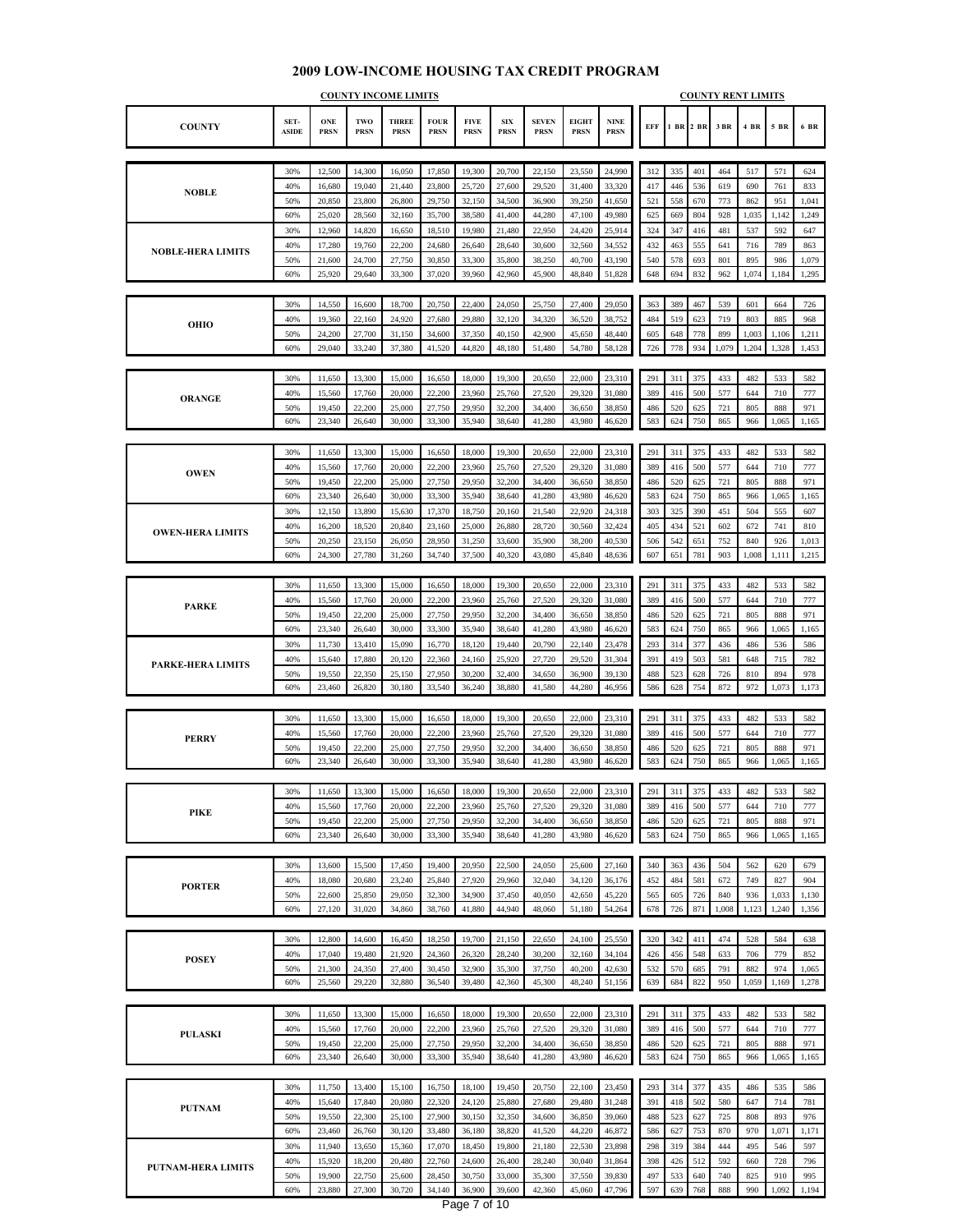# 2009 LOW-INCOME HOUSING TAX CREDIT PROGRAM

| COUNTY | SET-ASIDE | ONE PRSN | TWO PRSN | THREE PRSN | FOUR PRSN | FIVE PRSN | SIX PRSN | SEVEN PRSN | EIGHT PRSN | NINE PRSN | EFF | 1 BR | 2 BR | 3 BR | 4 BR | 5 BR | 6 BR |
|---|---|---|---|---|---|---|---|---|---|---|---|---|---|---|---|---|---|
| | | **COUNTY INCOME LIMITS** | | | | | | | | | **COUNTY RENT LIMITS** | | | | | | |
| NOBLE | 30% | 12,500 | 14,300 | 16,050 | 17,850 | 19,300 | 20,700 | 22,150 | 23,550 | 24,990 | 312 | 335 | 401 | 464 | 517 | 571 | 624 |
| | 40% | 16,680 | 19,040 | 21,440 | 23,800 | 25,720 | 27,600 | 29,520 | 31,400 | 33,320 | 417 | 446 | 536 | 619 | 690 | 761 | 833 |
| | 50% | 20,850 | 23,800 | 26,800 | 29,750 | 32,150 | 34,500 | 36,900 | 39,250 | 41,650 | 521 | 558 | 670 | 773 | 862 | 951 | 1,041 |
| | 60% | 25,020 | 28,560 | 32,160 | 35,700 | 38,580 | 41,400 | 44,280 | 47,100 | 49,980 | 625 | 669 | 804 | 928 | 1,035 | 1,142 | 1,249 |
| NOBLE-HERA LIMITS | 30% | 12,960 | 14,820 | 16,650 | 18,510 | 19,980 | 21,480 | 22,950 | 24,420 | 25,914 | 324 | 347 | 416 | 481 | 537 | 592 | 647 |
| | 40% | 17,280 | 19,760 | 22,200 | 24,680 | 26,640 | 28,640 | 30,600 | 32,560 | 34,552 | 432 | 463 | 555 | 641 | 716 | 789 | 863 |
| | 50% | 21,600 | 24,700 | 27,750 | 30,850 | 33,300 | 35,800 | 38,250 | 40,700 | 43,190 | 540 | 578 | 693 | 801 | 895 | 986 | 1,079 |
| | 60% | 25,920 | 29,640 | 33,300 | 37,020 | 39,960 | 42,960 | 45,900 | 48,840 | 51,828 | 648 | 694 | 832 | 962 | 1,074 | 1,184 | 1,295 |
| OHIO | 30% | 14,550 | 16,600 | 18,700 | 20,750 | 22,400 | 24,050 | 25,750 | 27,400 | 29,050 | 363 | 389 | 467 | 539 | 601 | 664 | 726 |
| | 40% | 19,360 | 22,160 | 24,920 | 27,680 | 29,880 | 32,120 | 34,320 | 36,520 | 38,752 | 484 | 519 | 623 | 719 | 803 | 885 | 968 |
| | 50% | 24,200 | 27,700 | 31,150 | 34,600 | 37,350 | 40,150 | 42,900 | 45,650 | 48,440 | 605 | 648 | 778 | 899 | 1,003 | 1,106 | 1,211 |
| | 60% | 29,040 | 33,240 | 37,380 | 41,520 | 44,820 | 48,180 | 51,480 | 54,780 | 58,128 | 726 | 778 | 934 | 1,079 | 1,204 | 1,328 | 1,453 |
| ORANGE | 30% | 11,650 | 13,300 | 15,000 | 16,650 | 18,000 | 19,300 | 20,650 | 22,000 | 23,310 | 291 | 311 | 375 | 433 | 482 | 533 | 582 |
| | 40% | 15,560 | 17,760 | 20,000 | 22,200 | 23,960 | 25,760 | 27,520 | 29,320 | 31,080 | 389 | 416 | 500 | 577 | 644 | 710 | 777 |
| | 50% | 19,450 | 22,200 | 25,000 | 27,750 | 29,950 | 32,200 | 34,400 | 36,650 | 38,850 | 486 | 520 | 625 | 721 | 805 | 888 | 971 |
| | 60% | 23,340 | 26,640 | 30,000 | 33,300 | 35,940 | 38,640 | 41,280 | 43,980 | 46,620 | 583 | 624 | 750 | 865 | 966 | 1,065 | 1,165 |
| OWEN | 30% | 11,650 | 13,300 | 15,000 | 16,650 | 18,000 | 19,300 | 20,650 | 22,000 | 23,310 | 291 | 311 | 375 | 433 | 482 | 533 | 582 |
| | 40% | 15,560 | 17,760 | 20,000 | 22,200 | 23,960 | 25,760 | 27,520 | 29,320 | 31,080 | 389 | 416 | 500 | 577 | 644 | 710 | 777 |
| | 50% | 19,450 | 22,200 | 25,000 | 27,750 | 29,950 | 32,200 | 34,400 | 36,650 | 38,850 | 486 | 520 | 625 | 721 | 805 | 888 | 971 |
| | 60% | 23,340 | 26,640 | 30,000 | 33,300 | 35,940 | 38,640 | 41,280 | 43,980 | 46,620 | 583 | 624 | 750 | 865 | 966 | 1,065 | 1,165 |
| OWEN-HERA LIMITS | 30% | 12,150 | 13,890 | 15,630 | 17,370 | 18,750 | 20,160 | 21,540 | 22,920 | 24,318 | 303 | 325 | 390 | 451 | 504 | 555 | 607 |
| | 40% | 16,200 | 18,520 | 20,840 | 23,160 | 25,000 | 26,880 | 28,720 | 30,560 | 32,424 | 405 | 434 | 521 | 602 | 672 | 741 | 810 |
| | 50% | 20,250 | 23,150 | 26,050 | 28,950 | 31,250 | 33,600 | 35,900 | 38,200 | 40,530 | 506 | 542 | 651 | 752 | 840 | 926 | 1,013 |
| | 60% | 24,300 | 27,780 | 31,260 | 34,740 | 37,500 | 40,320 | 43,080 | 45,840 | 48,636 | 607 | 651 | 781 | 903 | 1,008 | 1,111 | 1,215 |
| PARKE | 30% | 11,650 | 13,300 | 15,000 | 16,650 | 18,000 | 19,300 | 20,650 | 22,000 | 23,310 | 291 | 311 | 375 | 433 | 482 | 533 | 582 |
| | 40% | 15,560 | 17,760 | 20,000 | 22,200 | 23,960 | 25,760 | 27,520 | 29,320 | 31,080 | 389 | 416 | 500 | 577 | 644 | 710 | 777 |
| | 50% | 19,450 | 22,200 | 25,000 | 27,750 | 29,950 | 32,200 | 34,400 | 36,650 | 38,850 | 486 | 520 | 625 | 721 | 805 | 888 | 971 |
| | 60% | 23,340 | 26,640 | 30,000 | 33,300 | 35,940 | 38,640 | 41,280 | 43,980 | 46,620 | 583 | 624 | 750 | 865 | 966 | 1,065 | 1,165 |
| PARKE-HERA LIMITS | 30% | 11,730 | 13,410 | 15,090 | 16,770 | 18,120 | 19,440 | 20,790 | 22,140 | 23,478 | 293 | 314 | 377 | 436 | 486 | 536 | 586 |
| | 40% | 15,640 | 17,880 | 20,120 | 22,360 | 24,160 | 25,920 | 27,720 | 29,520 | 31,304 | 391 | 419 | 503 | 581 | 648 | 715 | 782 |
| | 50% | 19,550 | 22,350 | 25,150 | 27,950 | 30,200 | 32,400 | 34,650 | 36,900 | 39,130 | 488 | 523 | 628 | 726 | 810 | 894 | 978 |
| | 60% | 23,460 | 26,820 | 30,180 | 33,540 | 36,240 | 38,880 | 41,580 | 44,280 | 46,956 | 586 | 628 | 754 | 872 | 972 | 1,073 | 1,173 |
| PERRY | 30% | 11,650 | 13,300 | 15,000 | 16,650 | 18,000 | 19,300 | 20,650 | 22,000 | 23,310 | 291 | 311 | 375 | 433 | 482 | 533 | 582 |
| | 40% | 15,560 | 17,760 | 20,000 | 22,200 | 23,960 | 25,760 | 27,520 | 29,320 | 31,080 | 389 | 416 | 500 | 577 | 644 | 710 | 777 |
| | 50% | 19,450 | 22,200 | 25,000 | 27,750 | 29,950 | 32,200 | 34,400 | 36,650 | 38,850 | 486 | 520 | 625 | 721 | 805 | 888 | 971 |
| | 60% | 23,340 | 26,640 | 30,000 | 33,300 | 35,940 | 38,640 | 41,280 | 43,980 | 46,620 | 583 | 624 | 750 | 865 | 966 | 1,065 | 1,165 |
| PIKE | 30% | 11,650 | 13,300 | 15,000 | 16,650 | 18,000 | 19,300 | 20,650 | 22,000 | 23,310 | 291 | 311 | 375 | 433 | 482 | 533 | 582 |
| | 40% | 15,560 | 17,760 | 20,000 | 22,200 | 23,960 | 25,760 | 27,520 | 29,320 | 31,080 | 389 | 416 | 500 | 577 | 644 | 710 | 777 |
| | 50% | 19,450 | 22,200 | 25,000 | 27,750 | 29,950 | 32,200 | 34,400 | 36,650 | 38,850 | 486 | 520 | 625 | 721 | 805 | 888 | 971 |
| | 60% | 23,340 | 26,640 | 30,000 | 33,300 | 35,940 | 38,640 | 41,280 | 43,980 | 46,620 | 583 | 624 | 750 | 865 | 966 | 1,065 | 1,165 |
| PORTER | 30% | 13,600 | 15,500 | 17,450 | 19,400 | 20,950 | 22,500 | 24,050 | 25,600 | 27,160 | 340 | 363 | 436 | 504 | 562 | 620 | 679 |
| | 40% | 18,080 | 20,680 | 23,240 | 25,840 | 27,920 | 29,960 | 32,040 | 34,120 | 36,176 | 452 | 484 | 581 | 672 | 749 | 827 | 904 |
| | 50% | 22,600 | 25,850 | 29,050 | 32,300 | 34,900 | 37,450 | 40,050 | 42,650 | 45,220 | 565 | 605 | 726 | 840 | 936 | 1,033 | 1,130 |
| | 60% | 27,120 | 31,020 | 34,860 | 38,760 | 41,880 | 44,940 | 48,060 | 51,180 | 54,264 | 678 | 726 | 871 | 1,008 | 1,123 | 1,240 | 1,356 |
| POSEY | 30% | 12,800 | 14,600 | 16,450 | 18,250 | 19,700 | 21,150 | 22,650 | 24,100 | 25,550 | 320 | 342 | 411 | 474 | 528 | 584 | 638 |
| | 40% | 17,040 | 19,480 | 21,920 | 24,360 | 26,320 | 28,240 | 30,200 | 32,160 | 34,104 | 426 | 456 | 548 | 633 | 706 | 779 | 852 |
| | 50% | 21,300 | 24,350 | 27,400 | 30,450 | 32,900 | 35,300 | 37,750 | 40,200 | 42,630 | 532 | 570 | 685 | 791 | 882 | 974 | 1,065 |
| | 60% | 25,560 | 29,220 | 32,880 | 36,540 | 39,480 | 42,360 | 45,300 | 48,240 | 51,156 | 639 | 684 | 822 | 950 | 1,059 | 1,169 | 1,278 |
| PULASKI | 30% | 11,650 | 13,300 | 15,000 | 16,650 | 18,000 | 19,300 | 20,650 | 22,000 | 23,310 | 291 | 311 | 375 | 433 | 482 | 533 | 582 |
| | 40% | 15,560 | 17,760 | 20,000 | 22,200 | 23,960 | 25,760 | 27,520 | 29,320 | 31,080 | 389 | 416 | 500 | 577 | 644 | 710 | 777 |
| | 50% | 19,450 | 22,200 | 25,000 | 27,750 | 29,950 | 32,200 | 34,400 | 36,650 | 38,850 | 486 | 520 | 625 | 721 | 805 | 888 | 971 |
| | 60% | 23,340 | 26,640 | 30,000 | 33,300 | 35,940 | 38,640 | 41,280 | 43,980 | 46,620 | 583 | 624 | 750 | 865 | 966 | 1,065 | 1,165 |
| PUTNAM | 30% | 11,750 | 13,400 | 15,100 | 16,750 | 18,100 | 19,450 | 20,750 | 22,100 | 23,450 | 293 | 314 | 377 | 435 | 486 | 535 | 586 |
| | 40% | 15,640 | 17,840 | 20,080 | 22,320 | 24,120 | 25,880 | 27,680 | 29,480 | 31,248 | 391 | 418 | 502 | 580 | 647 | 714 | 781 |
| | 50% | 19,550 | 22,300 | 25,100 | 27,900 | 30,150 | 32,350 | 34,600 | 36,850 | 39,060 | 488 | 523 | 627 | 725 | 808 | 893 | 976 |
| | 60% | 23,460 | 26,760 | 30,120 | 33,480 | 36,180 | 38,820 | 41,520 | 44,220 | 46,872 | 586 | 627 | 753 | 870 | 970 | 1,071 | 1,171 |
| PUTNAM-HERA LIMITS | 30% | 11,940 | 13,650 | 15,360 | 17,070 | 18,450 | 19,800 | 21,180 | 22,530 | 23,898 | 298 | 319 | 384 | 444 | 495 | 546 | 597 |
| | 40% | 15,920 | 18,200 | 20,480 | 22,760 | 24,600 | 26,400 | 28,240 | 30,040 | 31,864 | 398 | 426 | 512 | 592 | 660 | 728 | 796 |
| | 50% | 19,900 | 22,750 | 25,600 | 28,450 | 30,750 | 33,000 | 35,300 | 37,550 | 39,830 | 497 | 533 | 640 | 740 | 825 | 910 | 995 |
| | 60% | 23,880 | 27,300 | 30,720 | 34,140 | 36,900 | 39,600 | 42,360 | 45,060 | 47,796 | 597 | 639 | 768 | 888 | 990 | 1,092 | 1,194 |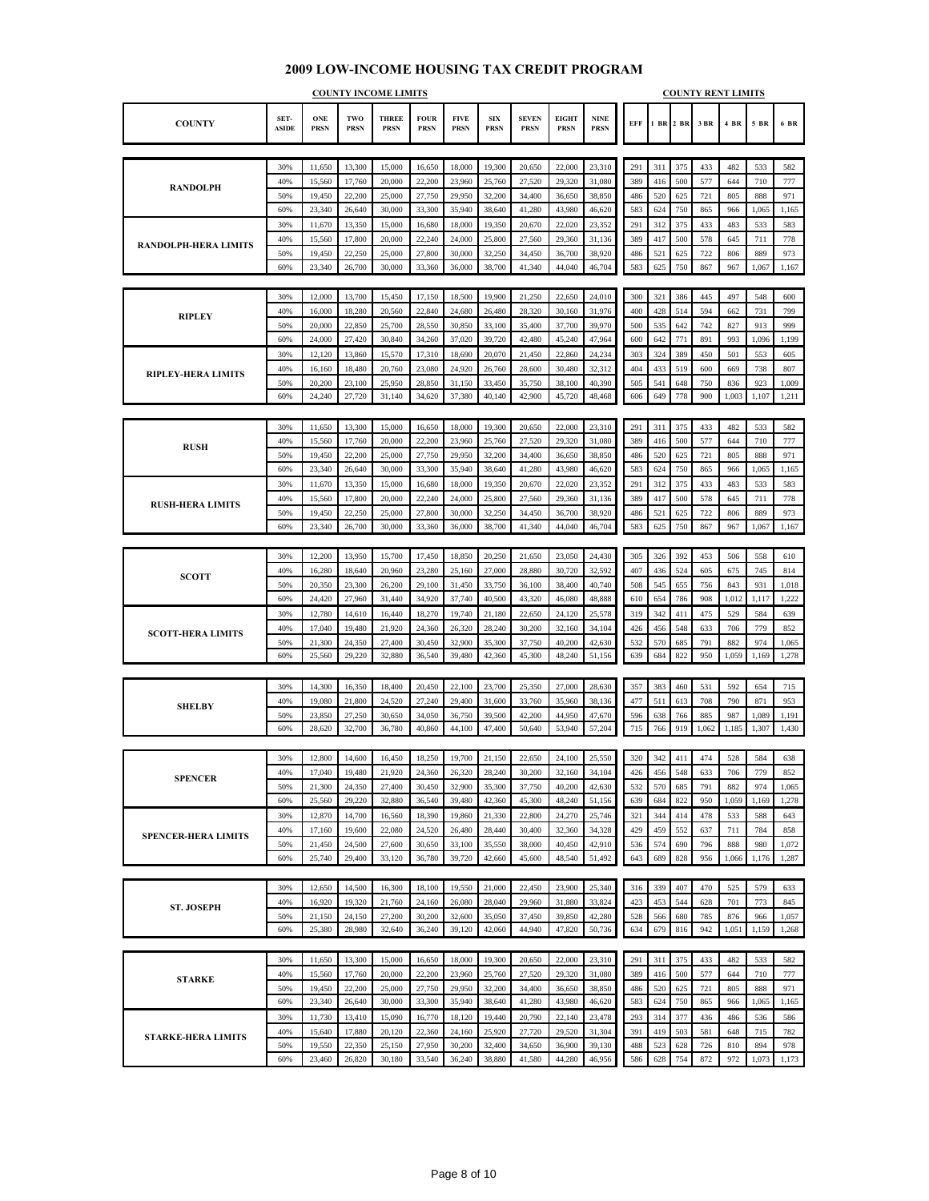# 2009 LOW-INCOME HOUSING TAX CREDIT PROGRAM

| COUNTY | SET-ASIDE | ONE PRSN | TWO PRSN | THREE PRSN | FOUR PRSN | FIVE PRSN | SIX PRSN | SEVEN PRSN | EIGHT PRSN | NINE PRSN | EFF | 1 BR | 2 BR | 3 BR | 4 BR | 5 BR | 6 BR |
|---|---|---|---|---|---|---|---|---|---|---|---|---|---|---|---|---|---|
| | | **COUNTY INCOME LIMITS** | | | | | | | | | **COUNTY RENT LIMITS** | | | | | | |
| RANDOLPH | 30% | 11,650 | 13,300 | 15,000 | 16,650 | 18,000 | 19,300 | 20,650 | 22,000 | 23,310 | 291 | 311 | 375 | 433 | 482 | 533 | 582 |
| | 40% | 15,560 | 17,760 | 20,000 | 22,200 | 23,960 | 25,760 | 27,520 | 29,320 | 31,080 | 389 | 416 | 500 | 577 | 644 | 710 | 777 |
| | 50% | 19,450 | 22,200 | 25,000 | 27,750 | 29,950 | 32,200 | 34,400 | 36,650 | 38,850 | 486 | 520 | 625 | 721 | 805 | 888 | 971 |
| | 60% | 23,340 | 26,640 | 30,000 | 33,300 | 35,940 | 38,640 | 41,280 | 43,980 | 46,620 | 583 | 624 | 750 | 865 | 966 | 1,065 | 1,165 |
| RANDOLPH-HERA LIMITS | 30% | 11,670 | 13,350 | 15,000 | 16,680 | 18,000 | 19,350 | 20,670 | 22,020 | 23,352 | 291 | 312 | 375 | 433 | 483 | 533 | 583 |
| | 40% | 15,560 | 17,800 | 20,000 | 22,240 | 24,000 | 25,800 | 27,560 | 29,360 | 31,136 | 389 | 417 | 500 | 578 | 645 | 711 | 778 |
| | 50% | 19,450 | 22,250 | 25,000 | 27,800 | 30,000 | 32,250 | 34,450 | 36,700 | 38,920 | 486 | 521 | 625 | 722 | 806 | 889 | 973 |
| | 60% | 23,340 | 26,700 | 30,000 | 33,360 | 36,000 | 38,700 | 41,340 | 44,040 | 46,704 | 583 | 625 | 750 | 867 | 967 | 1,067 | 1,167 |
| RIPLEY | 30% | 12,000 | 13,700 | 15,450 | 17,150 | 18,500 | 19,900 | 21,250 | 22,650 | 24,010 | 300 | 321 | 386 | 445 | 497 | 548 | 600 |
| | 40% | 16,000 | 18,280 | 20,560 | 22,840 | 24,680 | 26,480 | 28,320 | 30,160 | 31,976 | 400 | 428 | 514 | 594 | 662 | 731 | 799 |
| | 50% | 20,000 | 22,850 | 25,700 | 28,550 | 30,850 | 33,100 | 35,400 | 37,700 | 39,970 | 500 | 535 | 642 | 742 | 827 | 913 | 999 |
| | 60% | 24,000 | 27,420 | 30,840 | 34,260 | 37,020 | 39,720 | 42,480 | 45,240 | 47,964 | 600 | 642 | 771 | 891 | 993 | 1,096 | 1,199 |
| RIPLEY-HERA LIMITS | 30% | 12,120 | 13,860 | 15,570 | 17,310 | 18,690 | 20,070 | 21,450 | 22,860 | 24,234 | 303 | 324 | 389 | 450 | 501 | 553 | 605 |
| | 40% | 16,160 | 18,480 | 20,760 | 23,080 | 24,920 | 26,760 | 28,600 | 30,480 | 32,312 | 404 | 433 | 519 | 600 | 669 | 738 | 807 |
| | 50% | 20,200 | 23,100 | 25,950 | 28,850 | 31,150 | 33,450 | 35,750 | 38,100 | 40,390 | 505 | 541 | 648 | 750 | 836 | 923 | 1,009 |
| | 60% | 24,240 | 27,720 | 31,140 | 34,620 | 37,380 | 40,140 | 42,900 | 45,720 | 48,468 | 606 | 649 | 778 | 900 | 1,003 | 1,107 | 1,211 |
| RUSH | 30% | 11,650 | 13,300 | 15,000 | 16,650 | 18,000 | 19,300 | 20,650 | 22,000 | 23,310 | 291 | 311 | 375 | 433 | 482 | 533 | 582 |
| | 40% | 15,560 | 17,760 | 20,000 | 22,200 | 23,960 | 25,760 | 27,520 | 29,320 | 31,080 | 389 | 416 | 500 | 577 | 644 | 710 | 777 |
| | 50% | 19,450 | 22,200 | 25,000 | 27,750 | 29,950 | 32,200 | 34,400 | 36,650 | 38,850 | 486 | 520 | 625 | 721 | 805 | 888 | 971 |
| | 60% | 23,340 | 26,640 | 30,000 | 33,300 | 35,940 | 38,640 | 41,280 | 43,980 | 46,620 | 583 | 624 | 750 | 865 | 966 | 1,065 | 1,165 |
| RUSH-HERA LIMITS | 30% | 11,670 | 13,350 | 15,000 | 16,680 | 18,000 | 19,350 | 20,670 | 22,020 | 23,352 | 291 | 312 | 375 | 433 | 483 | 533 | 583 |
| | 40% | 15,560 | 17,800 | 20,000 | 22,240 | 24,000 | 25,800 | 27,560 | 29,360 | 31,136 | 389 | 417 | 500 | 578 | 645 | 711 | 778 |
| | 50% | 19,450 | 22,250 | 25,000 | 27,800 | 30,000 | 32,250 | 34,450 | 36,700 | 38,920 | 486 | 521 | 625 | 722 | 806 | 889 | 973 |
| | 60% | 23,340 | 26,700 | 30,000 | 33,360 | 36,000 | 38,700 | 41,340 | 44,040 | 46,704 | 583 | 625 | 750 | 867 | 967 | 1,067 | 1,167 |
| SCOTT | 30% | 12,200 | 13,950 | 15,700 | 17,450 | 18,850 | 20,250 | 21,650 | 23,050 | 24,430 | 305 | 326 | 392 | 453 | 506 | 558 | 610 |
| | 40% | 16,280 | 18,640 | 20,960 | 23,280 | 25,160 | 27,000 | 28,880 | 30,720 | 32,592 | 407 | 436 | 524 | 605 | 675 | 745 | 814 |
| | 50% | 20,350 | 23,300 | 26,200 | 29,100 | 31,450 | 33,750 | 36,100 | 38,400 | 40,740 | 508 | 545 | 655 | 756 | 843 | 931 | 1,018 |
| | 60% | 24,420 | 27,960 | 31,440 | 34,920 | 37,740 | 40,500 | 43,320 | 46,080 | 48,888 | 610 | 654 | 786 | 908 | 1,012 | 1,117 | 1,222 |
| SCOTT-HERA LIMITS | 30% | 12,780 | 14,610 | 16,440 | 18,270 | 19,740 | 21,180 | 22,650 | 24,120 | 25,578 | 319 | 342 | 411 | 475 | 529 | 584 | 639 |
| | 40% | 17,040 | 19,480 | 21,920 | 24,360 | 26,320 | 28,240 | 30,200 | 32,160 | 34,104 | 426 | 456 | 548 | 633 | 706 | 779 | 852 |
| | 50% | 21,300 | 24,350 | 27,400 | 30,450 | 32,900 | 35,300 | 37,750 | 40,200 | 42,630 | 532 | 570 | 685 | 791 | 882 | 974 | 1,065 |
| | 60% | 25,560 | 29,220 | 32,880 | 36,540 | 39,480 | 42,360 | 45,300 | 48,240 | 51,156 | 639 | 684 | 822 | 950 | 1,059 | 1,169 | 1,278 |
| SHELBY | 30% | 14,300 | 16,350 | 18,400 | 20,450 | 22,100 | 23,700 | 25,350 | 27,000 | 28,630 | 357 | 383 | 460 | 531 | 592 | 654 | 715 |
| | 40% | 19,080 | 21,800 | 24,520 | 27,240 | 29,400 | 31,600 | 33,760 | 35,960 | 38,136 | 477 | 511 | 613 | 708 | 790 | 871 | 953 |
| | 50% | 23,850 | 27,250 | 30,650 | 34,050 | 36,750 | 39,500 | 42,200 | 44,950 | 47,670 | 596 | 638 | 766 | 885 | 987 | 1,089 | 1,191 |
| | 60% | 28,620 | 32,700 | 36,780 | 40,860 | 44,100 | 47,400 | 50,640 | 53,940 | 57,204 | 715 | 766 | 919 | 1,062 | 1,185 | 1,307 | 1,430 |
| SPENCER | 30% | 12,800 | 14,600 | 16,450 | 18,250 | 19,700 | 21,150 | 22,650 | 24,100 | 25,550 | 320 | 342 | 411 | 474 | 528 | 584 | 638 |
| | 40% | 17,040 | 19,480 | 21,920 | 24,360 | 26,320 | 28,240 | 30,200 | 32,160 | 34,104 | 426 | 456 | 548 | 633 | 706 | 779 | 852 |
| | 50% | 21,300 | 24,350 | 27,400 | 30,450 | 32,900 | 35,300 | 37,750 | 40,200 | 42,630 | 532 | 570 | 685 | 791 | 882 | 974 | 1,065 |
| | 60% | 25,560 | 29,220 | 32,880 | 36,540 | 39,480 | 42,360 | 45,300 | 48,240 | 51,156 | 639 | 684 | 822 | 950 | 1,059 | 1,169 | 1,278 |
| SPENCER-HERA LIMITS | 30% | 12,870 | 14,700 | 16,560 | 18,390 | 19,860 | 21,330 | 22,800 | 24,270 | 25,746 | 321 | 344 | 414 | 478 | 533 | 588 | 643 |
| | 40% | 17,160 | 19,600 | 22,080 | 24,520 | 26,480 | 28,440 | 30,400 | 32,360 | 34,328 | 429 | 459 | 552 | 637 | 711 | 784 | 858 |
| | 50% | 21,450 | 24,500 | 27,600 | 30,650 | 33,100 | 35,550 | 38,000 | 40,450 | 42,910 | 536 | 574 | 690 | 796 | 888 | 980 | 1,072 |
| | 60% | 25,740 | 29,400 | 33,120 | 36,780 | 39,720 | 42,660 | 45,600 | 48,540 | 51,492 | 643 | 689 | 828 | 956 | 1,066 | 1,176 | 1,287 |
| ST. JOSEPH | 30% | 12,650 | 14,500 | 16,300 | 18,100 | 19,550 | 21,000 | 22,450 | 23,900 | 25,340 | 316 | 339 | 407 | 470 | 525 | 579 | 633 |
| | 40% | 16,920 | 19,320 | 21,760 | 24,160 | 26,080 | 28,040 | 29,960 | 31,880 | 33,824 | 423 | 453 | 544 | 628 | 701 | 773 | 845 |
| | 50% | 21,150 | 24,150 | 27,200 | 30,200 | 32,600 | 35,050 | 37,450 | 39,850 | 42,280 | 528 | 566 | 680 | 785 | 876 | 966 | 1,057 |
| | 60% | 25,380 | 28,980 | 32,640 | 36,240 | 39,120 | 42,060 | 44,940 | 47,820 | 50,736 | 634 | 679 | 816 | 942 | 1,051 | 1,159 | 1,268 |
| STARKE | 30% | 11,650 | 13,300 | 15,000 | 16,650 | 18,000 | 19,300 | 20,650 | 22,000 | 23,310 | 291 | 311 | 375 | 433 | 482 | 533 | 582 |
| | 40% | 15,560 | 17,760 | 20,000 | 22,200 | 23,960 | 25,760 | 27,520 | 29,320 | 31,080 | 389 | 416 | 500 | 577 | 644 | 710 | 777 |
| | 50% | 19,450 | 22,200 | 25,000 | 27,750 | 29,950 | 32,200 | 34,400 | 36,650 | 38,850 | 486 | 520 | 625 | 721 | 805 | 888 | 971 |
| | 60% | 23,340 | 26,640 | 30,000 | 33,300 | 35,940 | 38,640 | 41,280 | 43,980 | 46,620 | 583 | 624 | 750 | 865 | 966 | 1,065 | 1,165 |
| STARKE-HERA LIMITS | 30% | 11,730 | 13,410 | 15,090 | 16,770 | 18,120 | 19,440 | 20,790 | 22,140 | 23,478 | 293 | 314 | 377 | 436 | 486 | 536 | 586 |
| | 40% | 15,640 | 17,880 | 20,120 | 22,360 | 24,160 | 25,920 | 27,720 | 29,520 | 31,304 | 391 | 419 | 503 | 581 | 648 | 715 | 782 |
| | 50% | 19,550 | 22,350 | 25,150 | 27,950 | 30,200 | 32,400 | 34,650 | 36,900 | 39,130 | 488 | 523 | 628 | 726 | 810 | 894 | 978 |
| | 60% | 23,460 | 26,820 | 30,180 | 33,540 | 36,240 | 38,880 | 41,580 | 44,280 | 46,956 | 586 | 628 | 754 | 872 | 972 | 1,073 | 1,173 |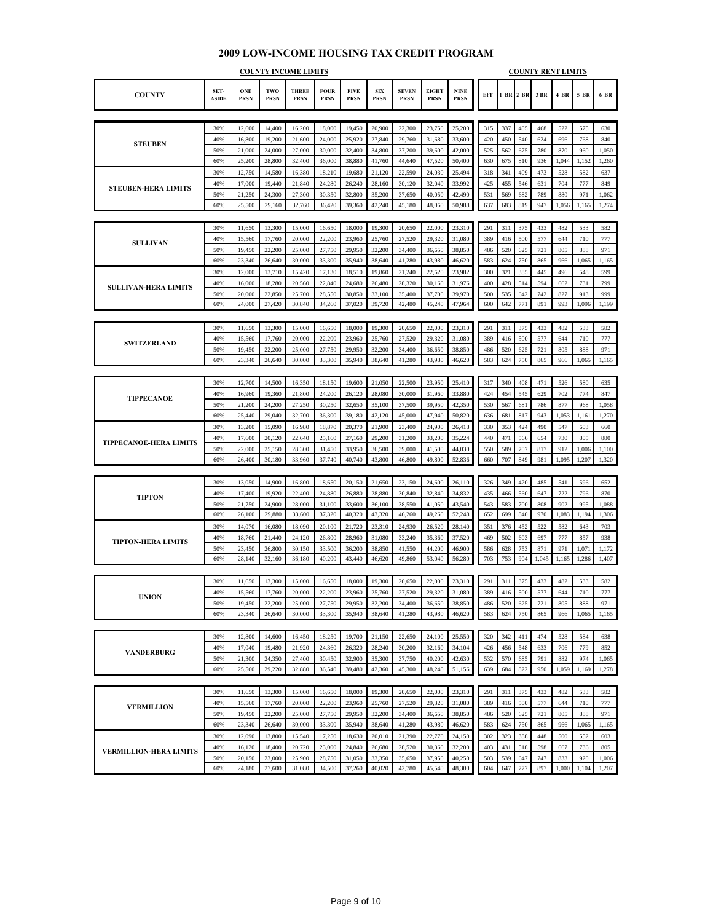# 2009 LOW-INCOME HOUSING TAX CREDIT PROGRAM

| COUNTY | SET-ASIDE | ONE PRSN | TWO PRSN | THREE PRSN | FOUR PRSN | FIVE PRSN | SIX PRSN | SEVEN PRSN | EIGHT PRSN | NINE PRSN | EFF | 1 BR | 2 BR | 3 BR | 4 BR | 5 BR | 6 BR |
|---|---|---|---|---|---|---|---|---|---|---|---|---|---|---|---|---|---|
| | | **COUNTY INCOME LIMITS** | | | | | | | | | **COUNTY RENT LIMITS** | | | | | | |
| **STEUBEN** | 30% | 12,600 | 14,400 | 16,200 | 18,000 | 19,450 | 20,900 | 22,300 | 23,750 | 25,200 | 315 | 337 | 405 | 468 | 522 | 575 | 630 |
| | 40% | 16,800 | 19,200 | 21,600 | 24,000 | 25,920 | 27,840 | 29,760 | 31,680 | 33,600 | 420 | 450 | 540 | 624 | 696 | 768 | 840 |
| | 50% | 21,000 | 24,000 | 27,000 | 30,000 | 32,400 | 34,800 | 37,200 | 39,600 | 42,000 | 525 | 562 | 675 | 780 | 870 | 960 | 1,050 |
| | 60% | 25,200 | 28,800 | 32,400 | 36,000 | 38,880 | 41,760 | 44,640 | 47,520 | 50,400 | 630 | 675 | 810 | 936 | 1,044 | 1,152 | 1,260 |
| **STEUBEN-HERA LIMITS** | 30% | 12,750 | 14,580 | 16,380 | 18,210 | 19,680 | 21,120 | 22,590 | 24,030 | 25,494 | 318 | 341 | 409 | 473 | 528 | 582 | 637 |
| | 40% | 17,000 | 19,440 | 21,840 | 24,280 | 26,240 | 28,160 | 30,120 | 32,040 | 33,992 | 425 | 455 | 546 | 631 | 704 | 777 | 849 |
| | 50% | 21,250 | 24,300 | 27,300 | 30,350 | 32,800 | 35,200 | 37,650 | 40,050 | 42,490 | 531 | 569 | 682 | 789 | 880 | 971 | 1,062 |
| | 60% | 25,500 | 29,160 | 32,760 | 36,420 | 39,360 | 42,240 | 45,180 | 48,060 | 50,988 | 637 | 683 | 819 | 947 | 1,056 | 1,165 | 1,274 |
| **SULLIVAN** | 30% | 11,650 | 13,300 | 15,000 | 16,650 | 18,000 | 19,300 | 20,650 | 22,000 | 23,310 | 291 | 311 | 375 | 433 | 482 | 533 | 582 |
| | 40% | 15,560 | 17,760 | 20,000 | 22,200 | 23,960 | 25,760 | 27,520 | 29,320 | 31,080 | 389 | 416 | 500 | 577 | 644 | 710 | 777 |
| | 50% | 19,450 | 22,200 | 25,000 | 27,750 | 29,950 | 32,200 | 34,400 | 36,650 | 38,850 | 486 | 520 | 625 | 721 | 805 | 888 | 971 |
| | 60% | 23,340 | 26,640 | 30,000 | 33,300 | 35,940 | 38,640 | 41,280 | 43,980 | 46,620 | 583 | 624 | 750 | 865 | 966 | 1,065 | 1,165 |
| **SULLIVAN-HERA LIMITS** | 30% | 12,000 | 13,710 | 15,420 | 17,130 | 18,510 | 19,860 | 21,240 | 22,620 | 23,982 | 300 | 321 | 385 | 445 | 496 | 548 | 599 |
| | 40% | 16,000 | 18,280 | 20,560 | 22,840 | 24,680 | 26,480 | 28,320 | 30,160 | 31,976 | 400 | 428 | 514 | 594 | 662 | 731 | 799 |
| | 50% | 20,000 | 22,850 | 25,700 | 28,550 | 30,850 | 33,100 | 35,400 | 37,700 | 39,970 | 500 | 535 | 642 | 742 | 827 | 913 | 999 |
| | 60% | 24,000 | 27,420 | 30,840 | 34,260 | 37,020 | 39,720 | 42,480 | 45,240 | 47,964 | 600 | 642 | 771 | 891 | 993 | 1,096 | 1,199 |
| **SWITZERLAND** | 30% | 11,650 | 13,300 | 15,000 | 16,650 | 18,000 | 19,300 | 20,650 | 22,000 | 23,310 | 291 | 311 | 375 | 433 | 482 | 533 | 582 |
| | 40% | 15,560 | 17,760 | 20,000 | 22,200 | 23,960 | 25,760 | 27,520 | 29,320 | 31,080 | 389 | 416 | 500 | 577 | 644 | 710 | 777 |
| | 50% | 19,450 | 22,200 | 25,000 | 27,750 | 29,950 | 32,200 | 34,400 | 36,650 | 38,850 | 486 | 520 | 625 | 721 | 805 | 888 | 971 |
| | 60% | 23,340 | 26,640 | 30,000 | 33,300 | 35,940 | 38,640 | 41,280 | 43,980 | 46,620 | 583 | 624 | 750 | 865 | 966 | 1,065 | 1,165 |
| **TIPPECANOE** | 30% | 12,700 | 14,500 | 16,350 | 18,150 | 19,600 | 21,050 | 22,500 | 23,950 | 25,410 | 317 | 340 | 408 | 471 | 526 | 580 | 635 |
| | 40% | 16,960 | 19,360 | 21,800 | 24,200 | 26,120 | 28,080 | 30,000 | 31,960 | 33,880 | 424 | 454 | 545 | 629 | 702 | 774 | 847 |
| | 50% | 21,200 | 24,200 | 27,250 | 30,250 | 32,650 | 35,100 | 37,500 | 39,950 | 42,350 | 530 | 567 | 681 | 786 | 877 | 968 | 1,058 |
| | 60% | 25,440 | 29,040 | 32,700 | 36,300 | 39,180 | 42,120 | 45,000 | 47,940 | 50,820 | 636 | 681 | 817 | 943 | 1,053 | 1,161 | 1,270 |
| **TIPPECANOE-HERA LIMITS** | 30% | 13,200 | 15,090 | 16,980 | 18,870 | 20,370 | 21,900 | 23,400 | 24,900 | 26,418 | 330 | 353 | 424 | 490 | 547 | 603 | 660 |
| | 40% | 17,600 | 20,120 | 22,640 | 25,160 | 27,160 | 29,200 | 31,200 | 33,200 | 35,224 | 440 | 471 | 566 | 654 | 730 | 805 | 880 |
| | 50% | 22,000 | 25,150 | 28,300 | 31,450 | 33,950 | 36,500 | 39,000 | 41,500 | 44,030 | 550 | 589 | 707 | 817 | 912 | 1,006 | 1,100 |
| | 60% | 26,400 | 30,180 | 33,960 | 37,740 | 40,740 | 43,800 | 46,800 | 49,800 | 52,836 | 660 | 707 | 849 | 981 | 1,095 | 1,207 | 1,320 |
| **TIPTON** | 30% | 13,050 | 14,900 | 16,800 | 18,650 | 20,150 | 21,650 | 23,150 | 24,600 | 26,110 | 326 | 349 | 420 | 485 | 541 | 596 | 652 |
| | 40% | 17,400 | 19,920 | 22,400 | 24,880 | 26,880 | 28,880 | 30,840 | 32,840 | 34,832 | 435 | 466 | 560 | 647 | 722 | 796 | 870 |
| | 50% | 21,750 | 24,900 | 28,000 | 31,100 | 33,600 | 36,100 | 38,550 | 41,050 | 43,540 | 543 | 583 | 700 | 808 | 902 | 995 | 1,088 |
| | 60% | 26,100 | 29,880 | 33,600 | 37,320 | 40,320 | 43,320 | 46,260 | 49,260 | 52,248 | 652 | 699 | 840 | 970 | 1,083 | 1,194 | 1,306 |
| **TIPTON-HERA LIMITS** | 30% | 14,070 | 16,080 | 18,090 | 20,100 | 21,720 | 23,310 | 24,930 | 26,520 | 28,140 | 351 | 376 | 452 | 522 | 582 | 643 | 703 |
| | 40% | 18,760 | 21,440 | 24,120 | 26,800 | 28,960 | 31,080 | 33,240 | 35,360 | 37,520 | 469 | 502 | 603 | 697 | 777 | 857 | 938 |
| | 50% | 23,450 | 26,800 | 30,150 | 33,500 | 36,200 | 38,850 | 41,550 | 44,200 | 46,900 | 586 | 628 | 753 | 871 | 971 | 1,071 | 1,172 |
| | 60% | 28,140 | 32,160 | 36,180 | 40,200 | 43,440 | 46,620 | 49,860 | 53,040 | 56,280 | 703 | 753 | 904 | 1,045 | 1,165 | 1,286 | 1,407 |
| **UNION** | 30% | 11,650 | 13,300 | 15,000 | 16,650 | 18,000 | 19,300 | 20,650 | 22,000 | 23,310 | 291 | 311 | 375 | 433 | 482 | 533 | 582 |
| | 40% | 15,560 | 17,760 | 20,000 | 22,200 | 23,960 | 25,760 | 27,520 | 29,320 | 31,080 | 389 | 416 | 500 | 577 | 644 | 710 | 777 |
| | 50% | 19,450 | 22,200 | 25,000 | 27,750 | 29,950 | 32,200 | 34,400 | 36,650 | 38,850 | 486 | 520 | 625 | 721 | 805 | 888 | 971 |
| | 60% | 23,340 | 26,640 | 30,000 | 33,300 | 35,940 | 38,640 | 41,280 | 43,980 | 46,620 | 583 | 624 | 750 | 865 | 966 | 1,065 | 1,165 |
| **VANDERBURG** | 30% | 12,800 | 14,600 | 16,450 | 18,250 | 19,700 | 21,150 | 22,650 | 24,100 | 25,550 | 320 | 342 | 411 | 474 | 528 | 584 | 638 |
| | 40% | 17,040 | 19,480 | 21,920 | 24,360 | 26,320 | 28,240 | 30,200 | 32,160 | 34,104 | 426 | 456 | 548 | 633 | 706 | 779 | 852 |
| | 50% | 21,300 | 24,350 | 27,400 | 30,450 | 32,900 | 35,300 | 37,750 | 40,200 | 42,630 | 532 | 570 | 685 | 791 | 882 | 974 | 1,065 |
| | 60% | 25,560 | 29,220 | 32,880 | 36,540 | 39,480 | 42,360 | 45,300 | 48,240 | 51,156 | 639 | 684 | 822 | 950 | 1,059 | 1,169 | 1,278 |
| **VERMILLION** | 30% | 11,650 | 13,300 | 15,000 | 16,650 | 18,000 | 19,300 | 20,650 | 22,000 | 23,310 | 291 | 311 | 375 | 433 | 482 | 533 | 582 |
| | 40% | 15,560 | 17,760 | 20,000 | 22,200 | 23,960 | 25,760 | 27,520 | 29,320 | 31,080 | 389 | 416 | 500 | 577 | 644 | 710 | 777 |
| | 50% | 19,450 | 22,200 | 25,000 | 27,750 | 29,950 | 32,200 | 34,400 | 36,650 | 38,850 | 486 | 520 | 625 | 721 | 805 | 888 | 971 |
| | 60% | 23,340 | 26,640 | 30,000 | 33,300 | 35,940 | 38,640 | 41,280 | 43,980 | 46,620 | 583 | 624 | 750 | 865 | 966 | 1,065 | 1,165 |
| **VERMILLION-HERA LIMITS** | 30% | 12,090 | 13,800 | 15,540 | 17,250 | 18,630 | 20,010 | 21,390 | 22,770 | 24,150 | 302 | 323 | 388 | 448 | 500 | 552 | 603 |
| | 40% | 16,120 | 18,400 | 20,720 | 23,000 | 24,840 | 26,680 | 28,520 | 30,360 | 32,200 | 403 | 431 | 518 | 598 | 667 | 736 | 805 |
| | 50% | 20,150 | 23,000 | 25,900 | 28,750 | 31,050 | 33,350 | 35,650 | 37,950 | 40,250 | 503 | 539 | 647 | 747 | 833 | 920 | 1,006 |
| | 60% | 24,180 | 27,600 | 31,080 | 34,500 | 37,260 | 40,020 | 42,780 | 45,540 | 48,300 | 604 | 647 | 777 | 897 | 1,000 | 1,104 | 1,207 |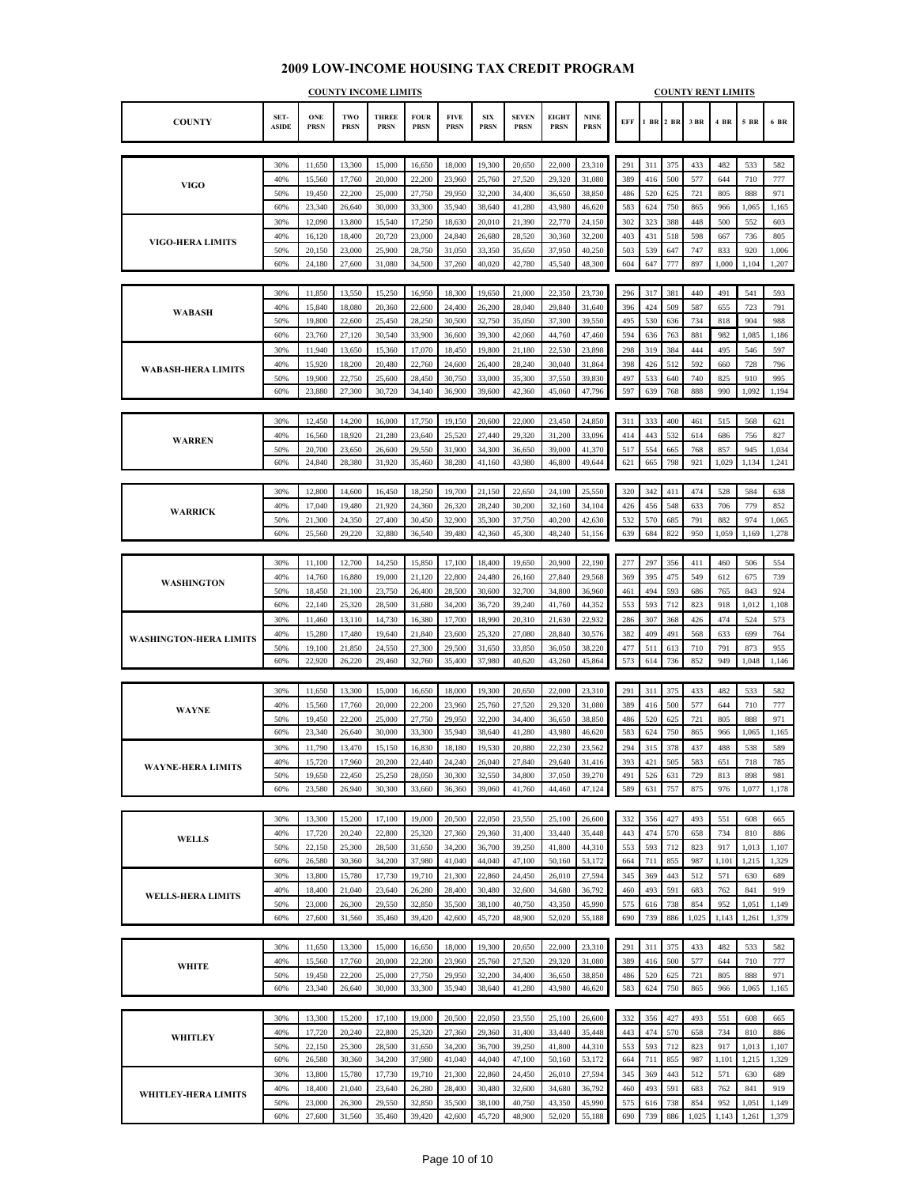# 2009 LOW-INCOME HOUSING TAX CREDIT PROGRAM

| | | COUNTY INCOME LIMITS | | | | | | | | | | COUNTY RENT LIMITS | | | | | | |
|---|---|---|---|---|---|---|---|---|---|---|---|---|---|---|---|---|---|---|
| COUNTY | SET-ASIDE | ONE PRSN | TWO PRSN | THREE PRSN | FOUR PRSN | FIVE PRSN | SIX PRSN | SEVEN PRSN | EIGHT PRSN | NINE PRSN | EFF | 1 BR | 2 BR | 3 BR | 4 BR | 5 BR | 6 BR |
| VIGO | 30% | 11,650 | 13,300 | 15,000 | 16,650 | 18,000 | 19,300 | 20,650 | 22,000 | 23,310 | 291 | 311 | 375 | 433 | 482 | 533 | 582 |
| | 40% | 15,560 | 17,760 | 20,000 | 22,200 | 23,960 | 25,760 | 27,520 | 29,320 | 31,080 | 389 | 416 | 500 | 577 | 644 | 710 | 777 |
| | 50% | 19,450 | 22,200 | 25,000 | 27,750 | 29,950 | 32,200 | 34,400 | 36,650 | 38,850 | 486 | 520 | 625 | 721 | 805 | 888 | 971 |
| | 60% | 23,340 | 26,640 | 30,000 | 33,300 | 35,940 | 38,640 | 41,280 | 43,980 | 46,620 | 583 | 624 | 750 | 865 | 966 | 1,065 | 1,165 |
| VIGO-HERA LIMITS | 30% | 12,090 | 13,800 | 15,540 | 17,250 | 18,630 | 20,010 | 21,390 | 22,770 | 24,150 | 302 | 323 | 388 | 448 | 500 | 552 | 603 |
| | 40% | 16,120 | 18,400 | 20,720 | 23,000 | 24,840 | 26,680 | 28,520 | 30,360 | 32,200 | 403 | 431 | 518 | 598 | 667 | 736 | 805 |
| | 50% | 20,150 | 23,000 | 25,900 | 28,750 | 31,050 | 33,350 | 35,650 | 37,950 | 40,250 | 503 | 539 | 647 | 747 | 833 | 920 | 1,006 |
| | 60% | 24,180 | 27,600 | 31,080 | 34,500 | 37,260 | 40,020 | 42,780 | 45,540 | 48,300 | 604 | 647 | 777 | 897 | 1,000 | 1,104 | 1,207 |
| WABASH | 30% | 11,850 | 13,550 | 15,250 | 16,950 | 18,300 | 19,650 | 21,000 | 22,350 | 23,730 | 296 | 317 | 381 | 440 | 491 | 541 | 593 |
| | 40% | 15,840 | 18,080 | 20,360 | 22,600 | 24,400 | 26,200 | 28,040 | 29,840 | 31,640 | 396 | 424 | 509 | 587 | 655 | 723 | 791 |
| | 50% | 19,800 | 22,600 | 25,450 | 28,250 | 30,500 | 32,750 | 35,050 | 37,300 | 39,550 | 495 | 530 | 636 | 734 | 818 | 904 | 988 |
| | 60% | 23,760 | 27,120 | 30,540 | 33,900 | 36,600 | 39,300 | 42,060 | 44,760 | 47,460 | 594 | 636 | 763 | 881 | 982 | 1,085 | 1,186 |
| WABASH-HERA LIMITS | 30% | 11,940 | 13,650 | 15,360 | 17,070 | 18,450 | 19,800 | 21,180 | 22,530 | 23,898 | 298 | 319 | 384 | 444 | 495 | 546 | 597 |
| | 40% | 15,920 | 18,200 | 20,480 | 22,760 | 24,600 | 26,400 | 28,240 | 30,040 | 31,864 | 398 | 426 | 512 | 592 | 660 | 728 | 796 |
| | 50% | 19,900 | 22,750 | 25,600 | 28,450 | 30,750 | 33,000 | 35,300 | 37,550 | 39,830 | 497 | 533 | 640 | 740 | 825 | 910 | 995 |
| | 60% | 23,880 | 27,300 | 30,720 | 34,140 | 36,900 | 39,600 | 42,360 | 45,060 | 47,796 | 597 | 639 | 768 | 888 | 990 | 1,092 | 1,194 |
| WARREN | 30% | 12,450 | 14,200 | 16,000 | 17,750 | 19,150 | 20,600 | 22,000 | 23,450 | 24,850 | 311 | 333 | 400 | 461 | 515 | 568 | 621 |
| | 40% | 16,560 | 18,920 | 21,280 | 23,640 | 25,520 | 27,440 | 29,320 | 31,200 | 33,096 | 414 | 443 | 532 | 614 | 686 | 756 | 827 |
| | 50% | 20,700 | 23,650 | 26,600 | 29,550 | 31,900 | 34,300 | 36,650 | 39,000 | 41,370 | 517 | 554 | 665 | 768 | 857 | 945 | 1,034 |
| | 60% | 24,840 | 28,380 | 31,920 | 35,460 | 38,280 | 41,160 | 43,980 | 46,800 | 49,644 | 621 | 665 | 798 | 921 | 1,029 | 1,134 | 1,241 |
| WARRICK | 30% | 12,800 | 14,600 | 16,450 | 18,250 | 19,700 | 21,150 | 22,650 | 24,100 | 25,550 | 320 | 342 | 411 | 474 | 528 | 584 | 638 |
| | 40% | 17,040 | 19,480 | 21,920 | 24,360 | 26,320 | 28,240 | 30,200 | 32,160 | 34,104 | 426 | 456 | 548 | 633 | 706 | 779 | 852 |
| | 50% | 21,300 | 24,350 | 27,400 | 30,450 | 32,900 | 35,300 | 37,750 | 40,200 | 42,630 | 532 | 570 | 685 | 791 | 882 | 974 | 1,065 |
| | 60% | 25,560 | 29,220 | 32,880 | 36,540 | 39,480 | 42,360 | 45,300 | 48,240 | 51,156 | 639 | 684 | 822 | 950 | 1,059 | 1,169 | 1,278 |
| WASHINGTON | 30% | 11,100 | 12,700 | 14,250 | 15,850 | 17,100 | 18,400 | 19,650 | 20,900 | 22,190 | 277 | 297 | 356 | 411 | 460 | 506 | 554 |
| | 40% | 14,760 | 16,880 | 19,000 | 21,120 | 22,800 | 24,480 | 26,160 | 27,840 | 29,568 | 369 | 395 | 475 | 549 | 612 | 675 | 739 |
| | 50% | 18,450 | 21,100 | 23,750 | 26,400 | 28,500 | 30,600 | 32,700 | 34,800 | 36,960 | 461 | 494 | 593 | 686 | 765 | 843 | 924 |
| | 60% | 22,140 | 25,320 | 28,500 | 31,680 | 34,200 | 36,720 | 39,240 | 41,760 | 44,352 | 553 | 593 | 712 | 823 | 918 | 1,012 | 1,108 |
| WASHINGTON-HERA LIMITS | 30% | 11,460 | 13,110 | 14,730 | 16,380 | 17,700 | 18,990 | 20,310 | 21,630 | 22,932 | 286 | 307 | 368 | 426 | 474 | 524 | 573 |
| | 40% | 15,280 | 17,480 | 19,640 | 21,840 | 23,600 | 25,320 | 27,080 | 28,840 | 30,576 | 382 | 409 | 491 | 568 | 633 | 699 | 764 |
| | 50% | 19,100 | 21,850 | 24,550 | 27,300 | 29,500 | 31,650 | 33,850 | 36,050 | 38,220 | 477 | 511 | 613 | 710 | 791 | 873 | 955 |
| | 60% | 22,920 | 26,220 | 29,460 | 32,760 | 35,400 | 37,980 | 40,620 | 43,260 | 45,864 | 573 | 614 | 736 | 852 | 949 | 1,048 | 1,146 |
| WAYNE | 30% | 11,650 | 13,300 | 15,000 | 16,650 | 18,000 | 19,300 | 20,650 | 22,000 | 23,310 | 291 | 311 | 375 | 433 | 482 | 533 | 582 |
| | 40% | 15,560 | 17,760 | 20,000 | 22,200 | 23,960 | 25,760 | 27,520 | 29,320 | 31,080 | 389 | 416 | 500 | 577 | 644 | 710 | 777 |
| | 50% | 19,450 | 22,200 | 25,000 | 27,750 | 29,950 | 32,200 | 34,400 | 36,650 | 38,850 | 486 | 520 | 625 | 721 | 805 | 888 | 971 |
| | 60% | 23,340 | 26,640 | 30,000 | 33,300 | 35,940 | 38,640 | 41,280 | 43,980 | 46,620 | 583 | 624 | 750 | 865 | 966 | 1,065 | 1,165 |
| WAYNE-HERA LIMITS | 30% | 11,790 | 13,470 | 15,150 | 16,830 | 18,180 | 19,530 | 20,880 | 22,230 | 23,562 | 294 | 315 | 378 | 437 | 488 | 538 | 589 |
| | 40% | 15,720 | 17,960 | 20,200 | 22,440 | 24,240 | 26,040 | 27,840 | 29,640 | 31,416 | 393 | 421 | 505 | 583 | 651 | 718 | 785 |
| | 50% | 19,650 | 22,450 | 25,250 | 28,050 | 30,300 | 32,550 | 34,800 | 37,050 | 39,270 | 491 | 526 | 631 | 729 | 813 | 898 | 981 |
| | 60% | 23,580 | 26,940 | 30,300 | 33,660 | 36,360 | 39,060 | 41,760 | 44,460 | 47,124 | 589 | 631 | 757 | 875 | 976 | 1,077 | 1,178 |
| WELLS | 30% | 13,300 | 15,200 | 17,100 | 19,000 | 20,500 | 22,050 | 23,550 | 25,100 | 26,600 | 332 | 356 | 427 | 493 | 551 | 608 | 665 |
| | 40% | 17,720 | 20,240 | 22,800 | 25,320 | 27,360 | 29,360 | 31,400 | 33,440 | 35,448 | 443 | 474 | 570 | 658 | 734 | 810 | 886 |
| | 50% | 22,150 | 25,300 | 28,500 | 31,650 | 34,200 | 36,700 | 39,250 | 41,800 | 44,310 | 553 | 593 | 712 | 823 | 917 | 1,013 | 1,107 |
| | 60% | 26,580 | 30,360 | 34,200 | 37,980 | 41,040 | 44,040 | 47,100 | 50,160 | 53,172 | 664 | 711 | 855 | 987 | 1,101 | 1,215 | 1,329 |
| WELLS-HERA LIMITS | 30% | 13,800 | 15,780 | 17,730 | 19,710 | 21,300 | 22,860 | 24,450 | 26,010 | 27,594 | 345 | 369 | 443 | 512 | 571 | 630 | 689 |
| | 40% | 18,400 | 21,040 | 23,640 | 26,280 | 28,400 | 30,480 | 32,600 | 34,680 | 36,792 | 460 | 493 | 591 | 683 | 762 | 841 | 919 |
| | 50% | 23,000 | 26,300 | 29,550 | 32,850 | 35,500 | 38,100 | 40,750 | 43,350 | 45,990 | 575 | 616 | 738 | 854 | 952 | 1,051 | 1,149 |
| | 60% | 27,600 | 31,560 | 35,460 | 39,420 | 42,600 | 45,720 | 48,900 | 52,020 | 55,188 | 690 | 739 | 886 | 1,025 | 1,143 | 1,261 | 1,379 |
| WHITE | 30% | 11,650 | 13,300 | 15,000 | 16,650 | 18,000 | 19,300 | 20,650 | 22,000 | 23,310 | 291 | 311 | 375 | 433 | 482 | 533 | 582 |
| | 40% | 15,560 | 17,760 | 20,000 | 22,200 | 23,960 | 25,760 | 27,520 | 29,320 | 31,080 | 389 | 416 | 500 | 577 | 644 | 710 | 777 |
| | 50% | 19,450 | 22,200 | 25,000 | 27,750 | 29,950 | 32,200 | 34,400 | 36,650 | 38,850 | 486 | 520 | 625 | 721 | 805 | 888 | 971 |
| | 60% | 23,340 | 26,640 | 30,000 | 33,300 | 35,940 | 38,640 | 41,280 | 43,980 | 46,620 | 583 | 624 | 750 | 865 | 966 | 1,065 | 1,165 |
| WHITLEY | 30% | 13,300 | 15,200 | 17,100 | 19,000 | 20,500 | 22,050 | 23,550 | 25,100 | 26,600 | 332 | 356 | 427 | 493 | 551 | 608 | 665 |
| | 40% | 17,720 | 20,240 | 22,800 | 25,320 | 27,360 | 29,360 | 31,400 | 33,440 | 35,448 | 443 | 474 | 570 | 658 | 734 | 810 | 886 |
| | 50% | 22,150 | 25,300 | 28,500 | 31,650 | 34,200 | 36,700 | 39,250 | 41,800 | 44,310 | 553 | 593 | 712 | 823 | 917 | 1,013 | 1,107 |
| | 60% | 26,580 | 30,360 | 34,200 | 37,980 | 41,040 | 44,040 | 47,100 | 50,160 | 53,172 | 664 | 711 | 855 | 987 | 1,101 | 1,215 | 1,329 |
| WHITLEY-HERA LIMITS | 30% | 13,800 | 15,780 | 17,730 | 19,710 | 21,300 | 22,860 | 24,450 | 26,010 | 27,594 | 345 | 369 | 443 | 512 | 571 | 630 | 689 |
| | 40% | 18,400 | 21,040 | 23,640 | 26,280 | 28,400 | 30,480 | 32,600 | 34,680 | 36,792 | 460 | 493 | 591 | 683 | 762 | 841 | 919 |
| | 50% | 23,000 | 26,300 | 29,550 | 32,850 | 35,500 | 38,100 | 40,750 | 43,350 | 45,990 | 575 | 616 | 738 | 854 | 952 | 1,051 | 1,149 |
| | 60% | 27,600 | 31,560 | 35,460 | 39,420 | 42,600 | 45,720 | 48,900 | 52,020 | 55,188 | 690 | 739 | 886 | 1,025 | 1,143 | 1,261 | 1,379 |